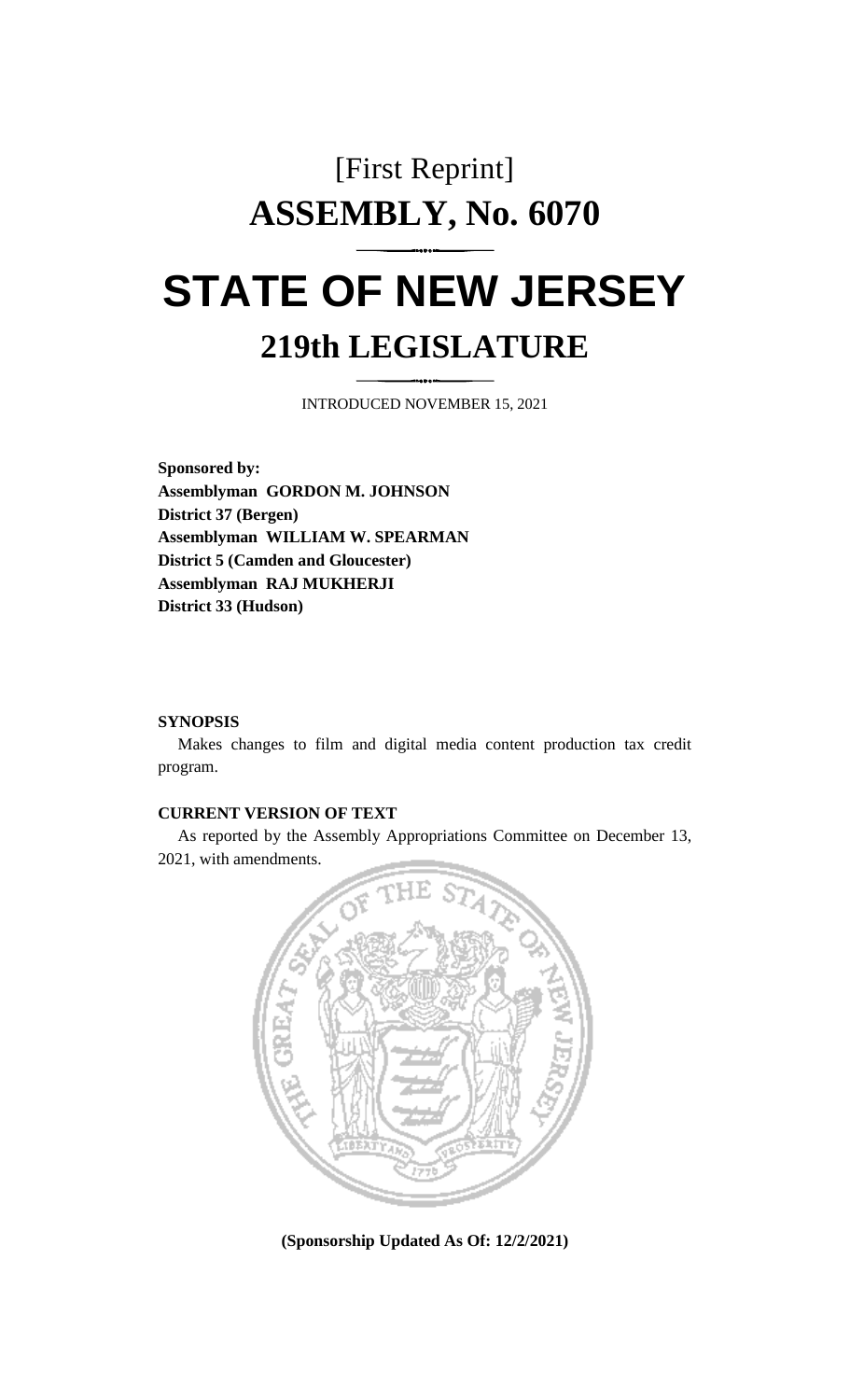# [First Reprint]

# ASSEMBLY, No. 6070

# STATE OF NEW JERSEY

## 219th LEGISLATURE

INTRODUCED NOVEMBER 15, 2021

**Sponsored by:**
**Assemblyman GORDON M. JOHNSON**
**District 37 (Bergen)**
**Assemblyman WILLIAM W. SPEARMAN**
**District 5 (Camden and Gloucester)**
**Assemblyman RAJ MUKHERJI**
**District 33 (Hudson)**

**SYNOPSIS**

Makes changes to film and digital media content production tax credit program.

**CURRENT VERSION OF TEXT**

As reported by the Assembly Appropriations Committee on December 13, 2021, with amendments.

**(Sponsorship Updated As Of: 12/2/2021)**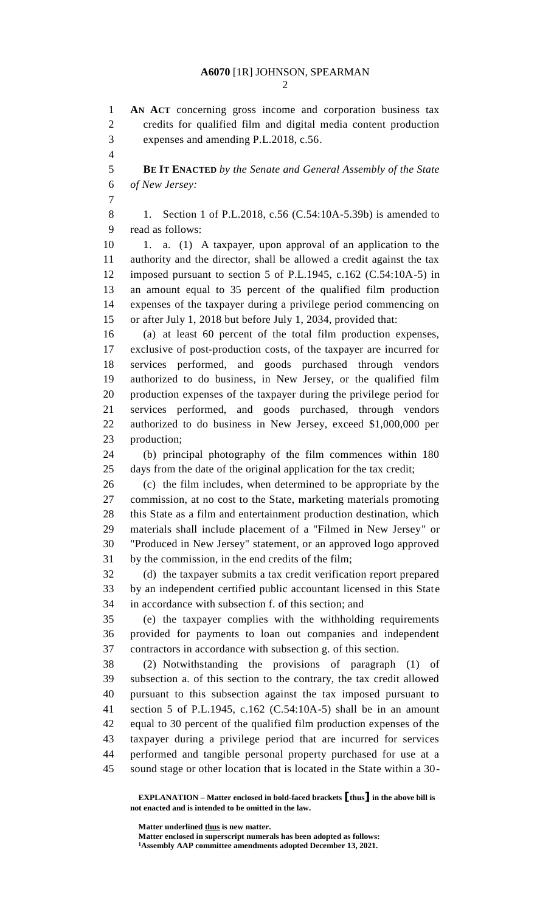**AN ACT** concerning gross income and corporation business tax credits for qualified film and digital media content production expenses and amending P.L.2018, c.56.

**BE IT ENACTED** *by the Senate and General Assembly of the State of New Jersey:*

1. Section 1 of P.L.2018, c.56 (C.54:10A-5.39b) is amended to read as follows:

1. a. (1) A taxpayer, upon approval of an application to the authority and the director, shall be allowed a credit against the tax imposed pursuant to section 5 of P.L.1945, c.162 (C.54:10A-5) in an amount equal to 35 percent of the qualified film production expenses of the taxpayer during a privilege period commencing on or after July 1, 2018 but before July 1, 2034, provided that:

(a) at least 60 percent of the total film production expenses, exclusive of post-production costs, of the taxpayer are incurred for services performed, and goods purchased through vendors authorized to do business, in New Jersey, or the qualified film production expenses of the taxpayer during the privilege period for services performed, and goods purchased, through vendors authorized to do business in New Jersey, exceed $1,000,000 per production;

(b) principal photography of the film commences within 180 days from the date of the original application for the tax credit;

(c) the film includes, when determined to be appropriate by the commission, at no cost to the State, marketing materials promoting this State as a film and entertainment production destination, which materials shall include placement of a "Filmed in New Jersey" or "Produced in New Jersey" statement, or an approved logo approved by the commission, in the end credits of the film;

(d) the taxpayer submits a tax credit verification report prepared by an independent certified public accountant licensed in this State in accordance with subsection f. of this section; and

(e) the taxpayer complies with the withholding requirements provided for payments to loan out companies and independent contractors in accordance with subsection g. of this section.

(2) Notwithstanding the provisions of paragraph (1) of subsection a. of this section to the contrary, the tax credit allowed pursuant to this subsection against the tax imposed pursuant to section 5 of P.L.1945, c.162 (C.54:10A-5) shall be in an amount equal to 30 percent of the qualified film production expenses of the taxpayer during a privilege period that are incurred for services performed and tangible personal property purchased for use at a sound stage or other location that is located in the State within a 30-

**EXPLANATION – Matter enclosed in bold-faced brackets [thus] in the above bill is not enacted and is intended to be omitted in the law.**

**Matter underlined thus is new matter.**
**Matter enclosed in superscript numerals has been adopted as follows:**
[1]**Assembly AAP committee amendments adopted December 13, 2021.**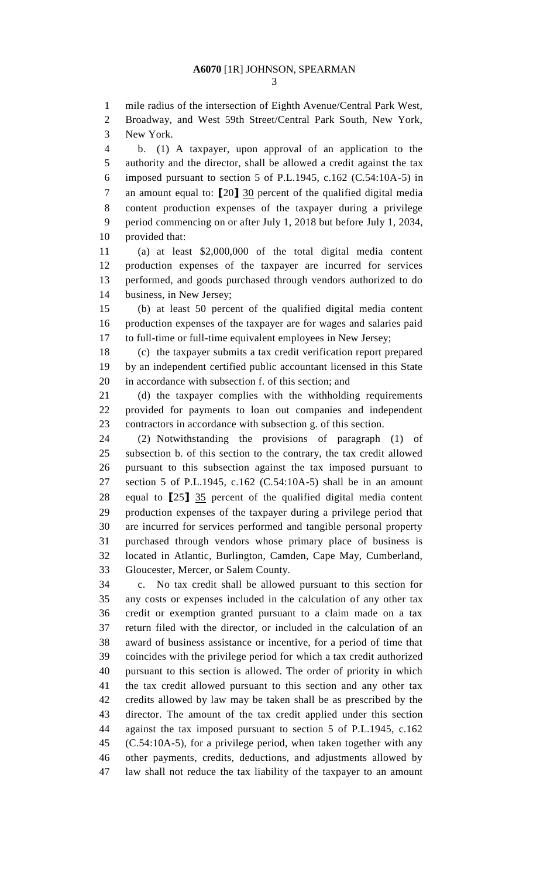mile radius of the intersection of Eighth Avenue/Central Park West, Broadway, and West 59th Street/Central Park South, New York, New York.

b. (1) A taxpayer, upon approval of an application to the authority and the director, shall be allowed a credit against the tax imposed pursuant to section 5 of P.L.1945, c.162 (C.54:10A-5) in an amount equal to: ⟦20⟧ 30 percent of the qualified digital media content production expenses of the taxpayer during a privilege period commencing on or after July 1, 2018 but before July 1, 2034, provided that:

(a) at least $2,000,000 of the total digital media content production expenses of the taxpayer are incurred for services performed, and goods purchased through vendors authorized to do business, in New Jersey;

(b) at least 50 percent of the qualified digital media content production expenses of the taxpayer are for wages and salaries paid to full-time or full-time equivalent employees in New Jersey;

(c) the taxpayer submits a tax credit verification report prepared by an independent certified public accountant licensed in this State in accordance with subsection f. of this section; and

(d) the taxpayer complies with the withholding requirements provided for payments to loan out companies and independent contractors in accordance with subsection g. of this section.

(2) Notwithstanding the provisions of paragraph (1) of subsection b. of this section to the contrary, the tax credit allowed pursuant to this subsection against the tax imposed pursuant to section 5 of P.L.1945, c.162 (C.54:10A-5) shall be in an amount equal to ⟦25⟧ 35 percent of the qualified digital media content production expenses of the taxpayer during a privilege period that are incurred for services performed and tangible personal property purchased through vendors whose primary place of business is located in Atlantic, Burlington, Camden, Cape May, Cumberland, Gloucester, Mercer, or Salem County.

c. No tax credit shall be allowed pursuant to this section for any costs or expenses included in the calculation of any other tax credit or exemption granted pursuant to a claim made on a tax return filed with the director, or included in the calculation of an award of business assistance or incentive, for a period of time that coincides with the privilege period for which a tax credit authorized pursuant to this section is allowed. The order of priority in which the tax credit allowed pursuant to this section and any other tax credits allowed by law may be taken shall be as prescribed by the director. The amount of the tax credit applied under this section against the tax imposed pursuant to section 5 of P.L.1945, c.162 (C.54:10A-5), for a privilege period, when taken together with any other payments, credits, deductions, and adjustments allowed by law shall not reduce the tax liability of the taxpayer to an amount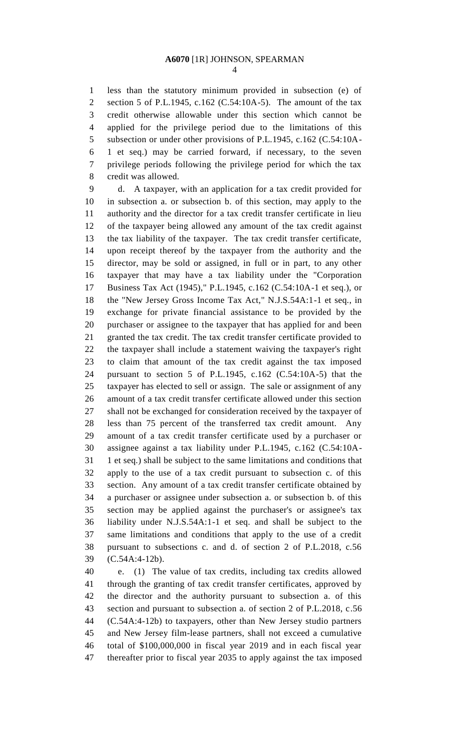less than the statutory minimum provided in subsection (e) of section 5 of P.L.1945, c.162 (C.54:10A-5). The amount of the tax credit otherwise allowable under this section which cannot be applied for the privilege period due to the limitations of this subsection or under other provisions of P.L.1945, c.162 (C.54:10A-1 et seq.) may be carried forward, if necessary, to the seven privilege periods following the privilege period for which the tax credit was allowed.

d. A taxpayer, with an application for a tax credit provided for in subsection a. or subsection b. of this section, may apply to the authority and the director for a tax credit transfer certificate in lieu of the taxpayer being allowed any amount of the tax credit against the tax liability of the taxpayer. The tax credit transfer certificate, upon receipt thereof by the taxpayer from the authority and the director, may be sold or assigned, in full or in part, to any other taxpayer that may have a tax liability under the "Corporation Business Tax Act (1945)," P.L.1945, c.162 (C.54:10A-1 et seq.), or the "New Jersey Gross Income Tax Act," N.J.S.54A:1-1 et seq., in exchange for private financial assistance to be provided by the purchaser or assignee to the taxpayer that has applied for and been granted the tax credit. The tax credit transfer certificate provided to the taxpayer shall include a statement waiving the taxpayer's right to claim that amount of the tax credit against the tax imposed pursuant to section 5 of P.L.1945, c.162 (C.54:10A-5) that the taxpayer has elected to sell or assign. The sale or assignment of any amount of a tax credit transfer certificate allowed under this section shall not be exchanged for consideration received by the taxpayer of less than 75 percent of the transferred tax credit amount. Any amount of a tax credit transfer certificate used by a purchaser or assignee against a tax liability under P.L.1945, c.162 (C.54:10A-1 et seq.) shall be subject to the same limitations and conditions that apply to the use of a tax credit pursuant to subsection c. of this section. Any amount of a tax credit transfer certificate obtained by a purchaser or assignee under subsection a. or subsection b. of this section may be applied against the purchaser's or assignee's tax liability under N.J.S.54A:1-1 et seq. and shall be subject to the same limitations and conditions that apply to the use of a credit pursuant to subsections c. and d. of section 2 of P.L.2018, c.56 (C.54A:4-12b).

e. (1) The value of tax credits, including tax credits allowed through the granting of tax credit transfer certificates, approved by the director and the authority pursuant to subsection a. of this section and pursuant to subsection a. of section 2 of P.L.2018, c.56 (C.54A:4-12b) to taxpayers, other than New Jersey studio partners and New Jersey film-lease partners, shall not exceed a cumulative total of $100,000,000 in fiscal year 2019 and in each fiscal year thereafter prior to fiscal year 2035 to apply against the tax imposed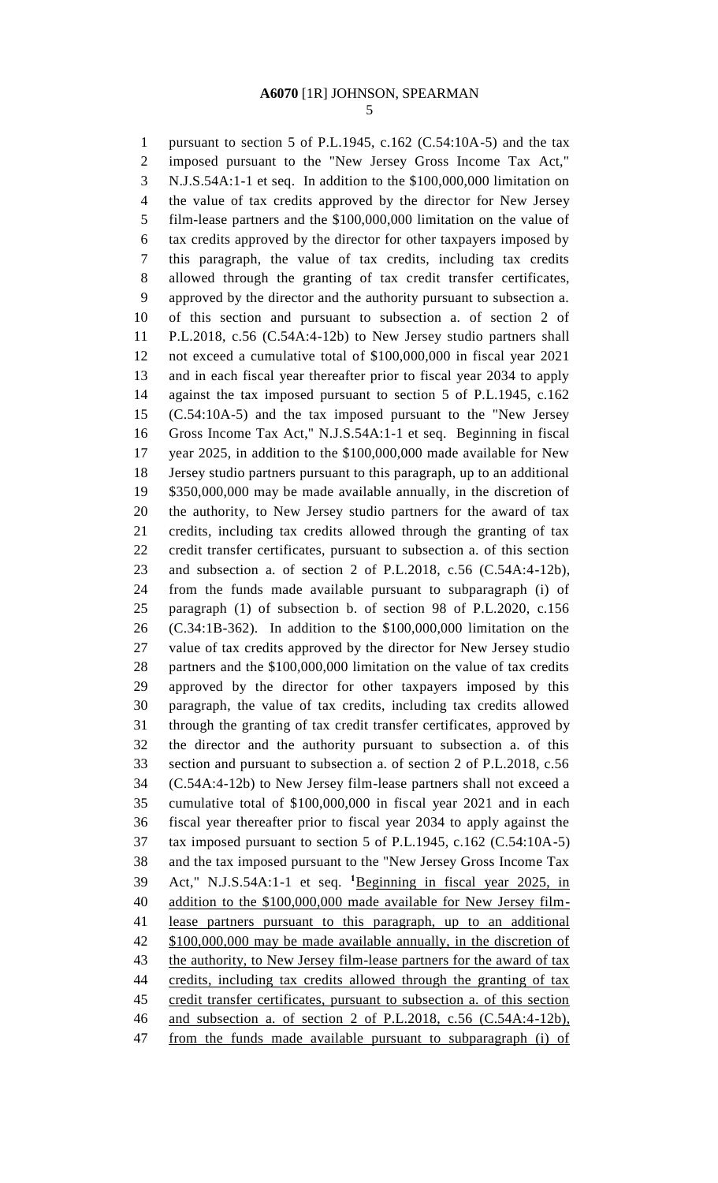pursuant to section 5 of P.L.1945, c.162 (C.54:10A-5) and the tax imposed pursuant to the "New Jersey Gross Income Tax Act," N.J.S.54A:1-1 et seq. In addition to the $100,000,000 limitation on the value of tax credits approved by the director for New Jersey film-lease partners and the $100,000,000 limitation on the value of tax credits approved by the director for other taxpayers imposed by this paragraph, the value of tax credits, including tax credits allowed through the granting of tax credit transfer certificates, approved by the director and the authority pursuant to subsection a. of this section and pursuant to subsection a. of section 2 of P.L.2018, c.56 (C.54A:4-12b) to New Jersey studio partners shall not exceed a cumulative total of $100,000,000 in fiscal year 2021 and in each fiscal year thereafter prior to fiscal year 2034 to apply against the tax imposed pursuant to section 5 of P.L.1945, c.162 (C.54:10A-5) and the tax imposed pursuant to the "New Jersey Gross Income Tax Act," N.J.S.54A:1-1 et seq. Beginning in fiscal year 2025, in addition to the $100,000,000 made available for New Jersey studio partners pursuant to this paragraph, up to an additional $350,000,000 may be made available annually, in the discretion of the authority, to New Jersey studio partners for the award of tax credits, including tax credits allowed through the granting of tax credit transfer certificates, pursuant to subsection a. of this section and subsection a. of section 2 of P.L.2018, c.56 (C.54A:4-12b), from the funds made available pursuant to subparagraph (i) of paragraph (1) of subsection b. of section 98 of P.L.2020, c.156 (C.34:1B-362). In addition to the $100,000,000 limitation on the value of tax credits approved by the director for New Jersey studio partners and the $100,000,000 limitation on the value of tax credits approved by the director for other taxpayers imposed by this paragraph, the value of tax credits, including tax credits allowed through the granting of tax credit transfer certificates, approved by the director and the authority pursuant to subsection a. of this section and pursuant to subsection a. of section 2 of P.L.2018, c.56 (C.54A:4-12b) to New Jersey film-lease partners shall not exceed a cumulative total of $100,000,000 in fiscal year 2021 and in each fiscal year thereafter prior to fiscal year 2034 to apply against the tax imposed pursuant to section 5 of P.L.1945, c.162 (C.54:10A-5) and the tax imposed pursuant to the "New Jersey Gross Income Tax Act," N.J.S.54A:1-1 et seq. [1]<u>Beginning in fiscal year 2025, in addition to the $100,000,000 made available for New Jersey film-lease partners pursuant to this paragraph, up to an additional $100,000,000 may be made available annually, in the discretion of the authority, to New Jersey film-lease partners for the award of tax credits, including tax credits allowed through the granting of tax credit transfer certificates, pursuant to subsection a. of this section and subsection a. of section 2 of P.L.2018, c.56 (C.54A:4-12b), from the funds made available pursuant to subparagraph (i) of</u>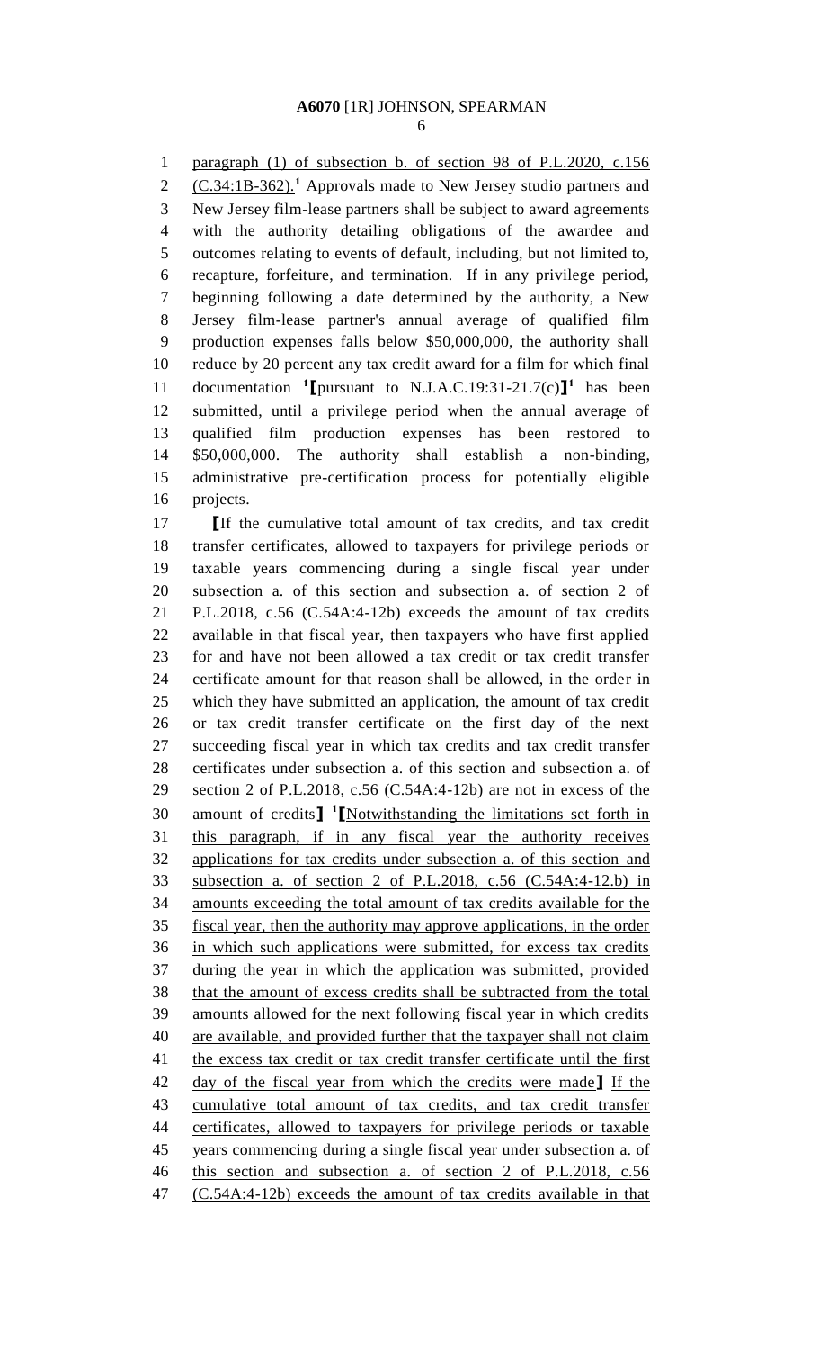paragraph (1) of subsection b. of section 98 of P.L.2020, c.156 (C.34:1B-362).[1] Approvals made to New Jersey studio partners and New Jersey film-lease partners shall be subject to award agreements with the authority detailing obligations of the awardee and outcomes relating to events of default, including, but not limited to, recapture, forfeiture, and termination. If in any privilege period, beginning following a date determined by the authority, a New Jersey film-lease partner's annual average of qualified film production expenses falls below $50,000,000, the authority shall reduce by 20 percent any tax credit award for a film for which final documentation [1][pursuant to N.J.A.C.19:31-21.7(c)][1] has been submitted, until a privilege period when the annual average of qualified film production expenses has been restored to $50,000,000. The authority shall establish a non-binding, administrative pre-certification process for potentially eligible projects.

[If the cumulative total amount of tax credits, and tax credit transfer certificates, allowed to taxpayers for privilege periods or taxable years commencing during a single fiscal year under subsection a. of this section and subsection a. of section 2 of P.L.2018, c.56 (C.54A:4-12b) exceeds the amount of tax credits available in that fiscal year, then taxpayers who have first applied for and have not been allowed a tax credit or tax credit transfer certificate amount for that reason shall be allowed, in the order in which they have submitted an application, the amount of tax credit or tax credit transfer certificate on the first day of the next succeeding fiscal year in which tax credits and tax credit transfer certificates under subsection a. of this section and subsection a. of section 2 of P.L.2018, c.56 (C.54A:4-12b) are not in excess of the amount of credits] [1][Notwithstanding the limitations set forth in this paragraph, if in any fiscal year the authority receives applications for tax credits under subsection a. of this section and subsection a. of section 2 of P.L.2018, c.56 (C.54A:4-12.b) in amounts exceeding the total amount of tax credits available for the fiscal year, then the authority may approve applications, in the order in which such applications were submitted, for excess tax credits during the year in which the application was submitted, provided that the amount of excess credits shall be subtracted from the total amounts allowed for the next following fiscal year in which credits are available, and provided further that the taxpayer shall not claim the excess tax credit or tax credit transfer certificate until the first day of the fiscal year from which the credits were made] If the cumulative total amount of tax credits, and tax credit transfer certificates, allowed to taxpayers for privilege periods or taxable years commencing during a single fiscal year under subsection a. of this section and subsection a. of section 2 of P.L.2018, c.56 (C.54A:4-12b) exceeds the amount of tax credits available in that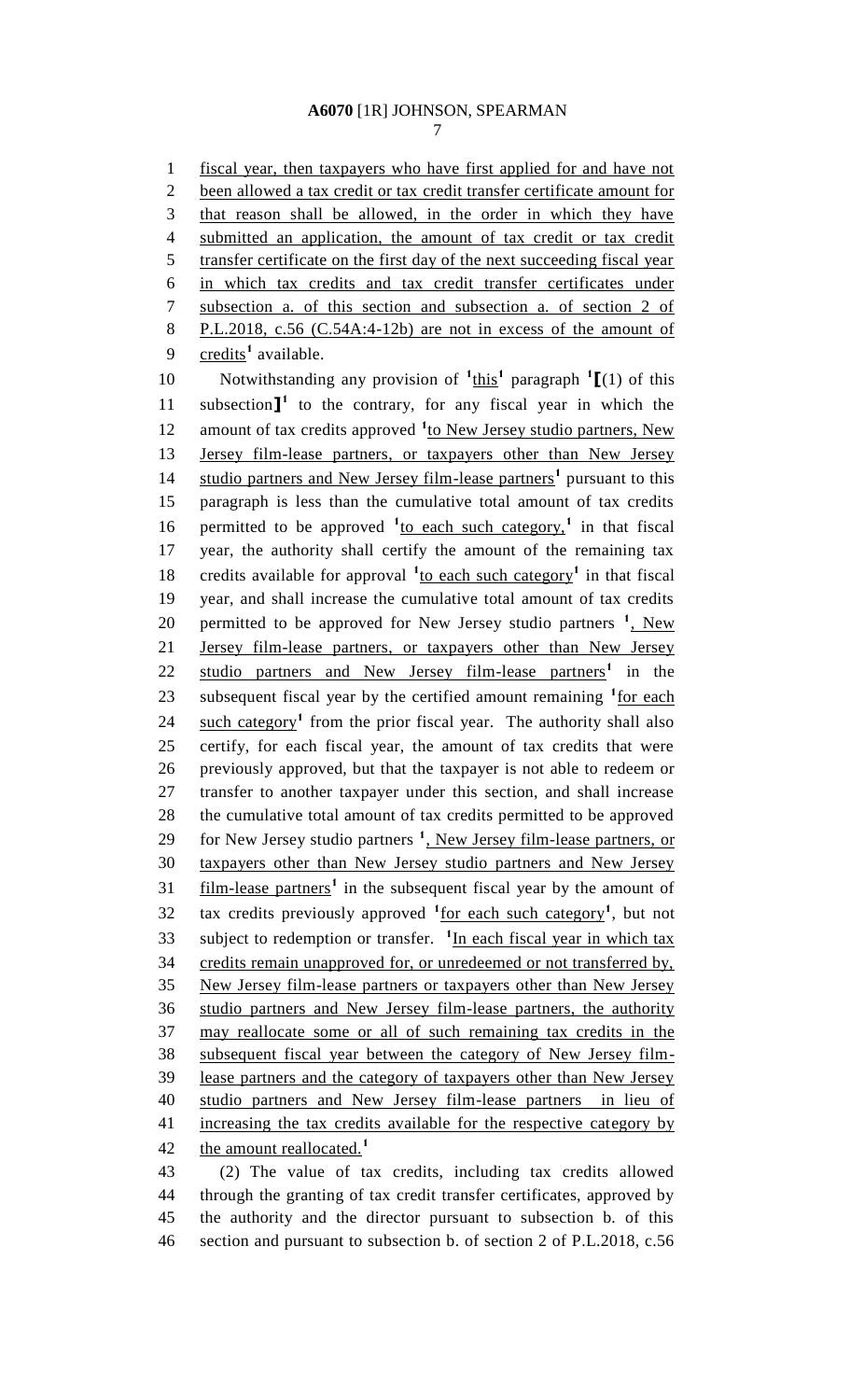fiscal year, then taxpayers who have first applied for and have not been allowed a tax credit or tax credit transfer certificate amount for that reason shall be allowed, in the order in which they have submitted an application, the amount of tax credit or tax credit transfer certificate on the first day of the next succeeding fiscal year in which tax credits and tax credit transfer certificates under subsection a. of this section and subsection a. of section 2 of P.L.2018, c.56 (C.54A:4-12b) are not in excess of the amount of credits[1] available.

Notwithstanding any provision of [1]this[1] paragraph [1][(1) of this subsection][1] to the contrary, for any fiscal year in which the amount of tax credits approved [1]to New Jersey studio partners, New Jersey film-lease partners, or taxpayers other than New Jersey studio partners and New Jersey film-lease partners[1] pursuant to this paragraph is less than the cumulative total amount of tax credits permitted to be approved [1]to each such category,[1] in that fiscal year, the authority shall certify the amount of the remaining tax credits available for approval [1]to each such category[1] in that fiscal year, and shall increase the cumulative total amount of tax credits permitted to be approved for New Jersey studio partners [1], New Jersey film-lease partners, or taxpayers other than New Jersey studio partners and New Jersey film-lease partners[1] in the subsequent fiscal year by the certified amount remaining [1]for each such category[1] from the prior fiscal year. The authority shall also certify, for each fiscal year, the amount of tax credits that were previously approved, but that the taxpayer is not able to redeem or transfer to another taxpayer under this section, and shall increase the cumulative total amount of tax credits permitted to be approved for New Jersey studio partners [1], New Jersey film-lease partners, or taxpayers other than New Jersey studio partners and New Jersey film-lease partners[1] in the subsequent fiscal year by the amount of tax credits previously approved [1]for each such category[1], but not subject to redemption or transfer. [1]In each fiscal year in which tax credits remain unapproved for, or unredeemed or not transferred by, New Jersey film-lease partners or taxpayers other than New Jersey studio partners and New Jersey film-lease partners, the authority may reallocate some or all of such remaining tax credits in the subsequent fiscal year between the category of New Jersey film-lease partners and the category of taxpayers other than New Jersey studio partners and New Jersey film-lease partners in lieu of increasing the tax credits available for the respective category by the amount reallocated.[1]

(2) The value of tax credits, including tax credits allowed through the granting of tax credit transfer certificates, approved by the authority and the director pursuant to subsection b. of this section and pursuant to subsection b. of section 2 of P.L.2018, c.56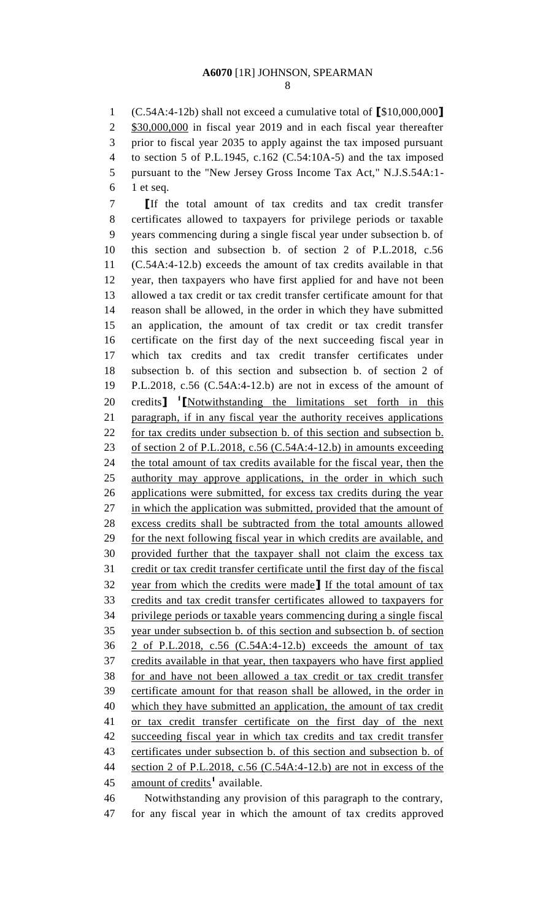(C.54A:4-12b) shall not exceed a cumulative total of **[**$10,000,000**]** <u>$30,000,000</u> in fiscal year 2019 and in each fiscal year thereafter prior to fiscal year 2035 to apply against the tax imposed pursuant to section 5 of P.L.1945, c.162 (C.54:10A-5) and the tax imposed pursuant to the "New Jersey Gross Income Tax Act," N.J.S.54A:1-1 et seq.

**[**If the total amount of tax credits and tax credit transfer certificates allowed to taxpayers for privilege periods or taxable years commencing during a single fiscal year under subsection b. of this section and subsection b. of section 2 of P.L.2018, c.56 (C.54A:4-12.b) exceeds the amount of tax credits available in that year, then taxpayers who have first applied for and have not been allowed a tax credit or tax credit transfer certificate amount for that reason shall be allowed, in the order in which they have submitted an application, the amount of tax credit or tax credit transfer certificate on the first day of the next succeeding fiscal year in which tax credits and tax credit transfer certificates under subsection b. of this section and subsection b. of section 2 of P.L.2018, c.56 (C.54A:4-12.b) are not in excess of the amount of credits**]** [1]**[**<u>Notwithstanding the limitations set forth in this paragraph, if in any fiscal year the authority receives applications for tax credits under subsection b. of this section and subsection b. of section 2 of P.L.2018, c.56 (C.54A:4-12.b) in amounts exceeding the total amount of tax credits available for the fiscal year, then the authority may approve applications, in the order in which such applications were submitted, for excess tax credits during the year in which the application was submitted, provided that the amount of excess credits shall be subtracted from the total amounts allowed for the next following fiscal year in which credits are available, and provided further that the taxpayer shall not claim the excess tax credit or tax credit transfer certificate until the first day of the fiscal year from which the credits were made</u>**]** <u>If the total amount of tax credits and tax credit transfer certificates allowed to taxpayers for privilege periods or taxable years commencing during a single fiscal year under subsection b. of this section and subsection b. of section 2 of P.L.2018, c.56 (C.54A:4-12.b) exceeds the amount of tax credits available in that year, then taxpayers who have first applied for and have not been allowed a tax credit or tax credit transfer certificate amount for that reason shall be allowed, in the order in which they have submitted an application, the amount of tax credit or tax credit transfer certificate on the first day of the next succeeding fiscal year in which tax credits and tax credit transfer certificates under subsection b. of this section and subsection b. of section 2 of P.L.2018, c.56 (C.54A:4-12.b) are not in excess of the amount of credits</u>[1] available.

Notwithstanding any provision of this paragraph to the contrary, for any fiscal year in which the amount of tax credits approved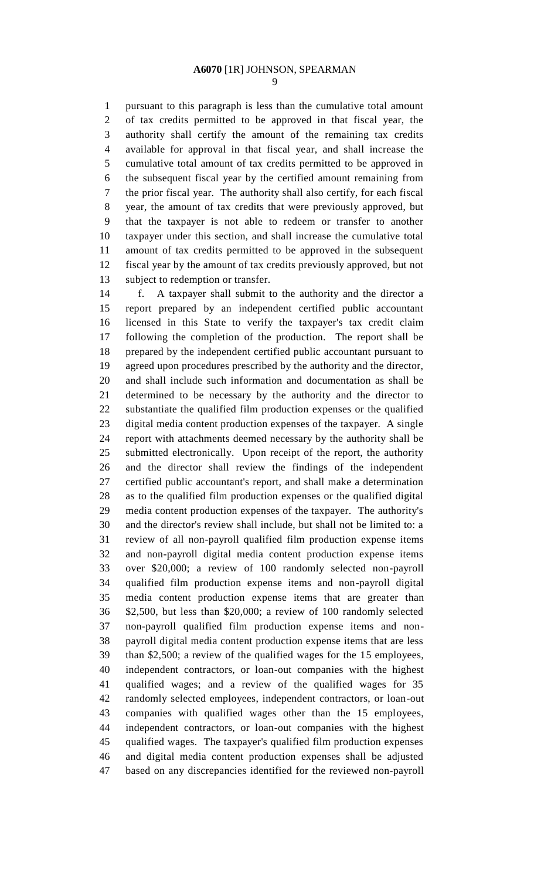pursuant to this paragraph is less than the cumulative total amount of tax credits permitted to be approved in that fiscal year, the authority shall certify the amount of the remaining tax credits available for approval in that fiscal year, and shall increase the cumulative total amount of tax credits permitted to be approved in the subsequent fiscal year by the certified amount remaining from the prior fiscal year. The authority shall also certify, for each fiscal year, the amount of tax credits that were previously approved, but that the taxpayer is not able to redeem or transfer to another taxpayer under this section, and shall increase the cumulative total amount of tax credits permitted to be approved in the subsequent fiscal year by the amount of tax credits previously approved, but not subject to redemption or transfer.

f. A taxpayer shall submit to the authority and the director a report prepared by an independent certified public accountant licensed in this State to verify the taxpayer's tax credit claim following the completion of the production. The report shall be prepared by the independent certified public accountant pursuant to agreed upon procedures prescribed by the authority and the director, and shall include such information and documentation as shall be determined to be necessary by the authority and the director to substantiate the qualified film production expenses or the qualified digital media content production expenses of the taxpayer. A single report with attachments deemed necessary by the authority shall be submitted electronically. Upon receipt of the report, the authority and the director shall review the findings of the independent certified public accountant's report, and shall make a determination as to the qualified film production expenses or the qualified digital media content production expenses of the taxpayer. The authority's and the director's review shall include, but shall not be limited to: a review of all non-payroll qualified film production expense items and non-payroll digital media content production expense items over $20,000; a review of 100 randomly selected non-payroll qualified film production expense items and non-payroll digital media content production expense items that are greater than $2,500, but less than $20,000; a review of 100 randomly selected non-payroll qualified film production expense items and non-payroll digital media content production expense items that are less than $2,500; a review of the qualified wages for the 15 employees, independent contractors, or loan-out companies with the highest qualified wages; and a review of the qualified wages for 35 randomly selected employees, independent contractors, or loan-out companies with qualified wages other than the 15 employees, independent contractors, or loan-out companies with the highest qualified wages. The taxpayer's qualified film production expenses and digital media content production expenses shall be adjusted based on any discrepancies identified for the reviewed non-payroll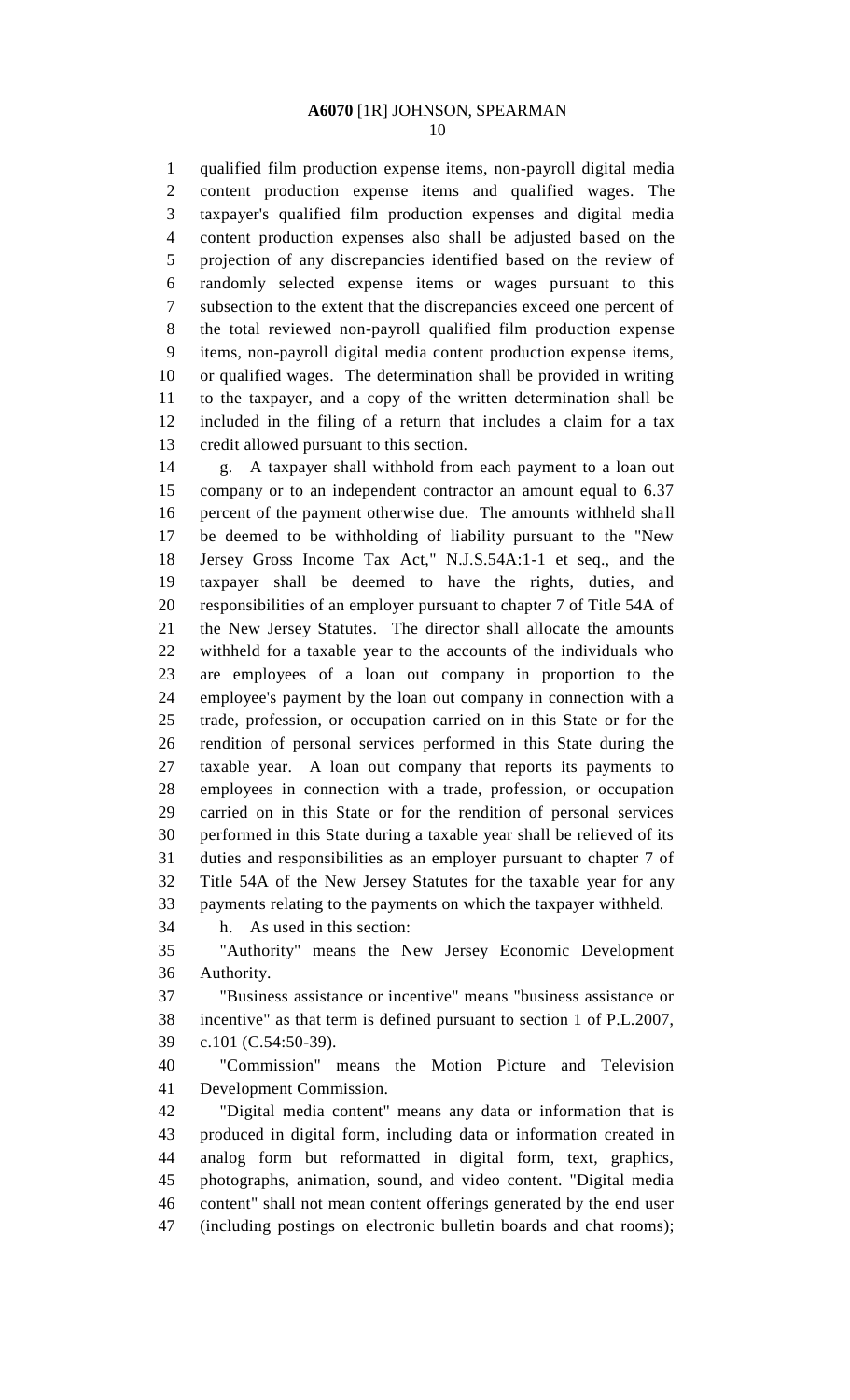qualified film production expense items, non-payroll digital media content production expense items and qualified wages. The taxpayer's qualified film production expenses and digital media content production expenses also shall be adjusted based on the projection of any discrepancies identified based on the review of randomly selected expense items or wages pursuant to this subsection to the extent that the discrepancies exceed one percent of the total reviewed non-payroll qualified film production expense items, non-payroll digital media content production expense items, or qualified wages. The determination shall be provided in writing to the taxpayer, and a copy of the written determination shall be included in the filing of a return that includes a claim for a tax credit allowed pursuant to this section.

g. A taxpayer shall withhold from each payment to a loan out company or to an independent contractor an amount equal to 6.37 percent of the payment otherwise due. The amounts withheld shall be deemed to be withholding of liability pursuant to the "New Jersey Gross Income Tax Act," N.J.S.54A:1-1 et seq., and the taxpayer shall be deemed to have the rights, duties, and responsibilities of an employer pursuant to chapter 7 of Title 54A of the New Jersey Statutes. The director shall allocate the amounts withheld for a taxable year to the accounts of the individuals who are employees of a loan out company in proportion to the employee's payment by the loan out company in connection with a trade, profession, or occupation carried on in this State or for the rendition of personal services performed in this State during the taxable year. A loan out company that reports its payments to employees in connection with a trade, profession, or occupation carried on in this State or for the rendition of personal services performed in this State during a taxable year shall be relieved of its duties and responsibilities as an employer pursuant to chapter 7 of Title 54A of the New Jersey Statutes for the taxable year for any payments relating to the payments on which the taxpayer withheld.

h. As used in this section:

"Authority" means the New Jersey Economic Development Authority.

"Business assistance or incentive" means "business assistance or incentive" as that term is defined pursuant to section 1 of P.L.2007, c.101 (C.54:50-39).

"Commission" means the Motion Picture and Television Development Commission.

"Digital media content" means any data or information that is produced in digital form, including data or information created in analog form but reformatted in digital form, text, graphics, photographs, animation, sound, and video content. "Digital media content" shall not mean content offerings generated by the end user (including postings on electronic bulletin boards and chat rooms);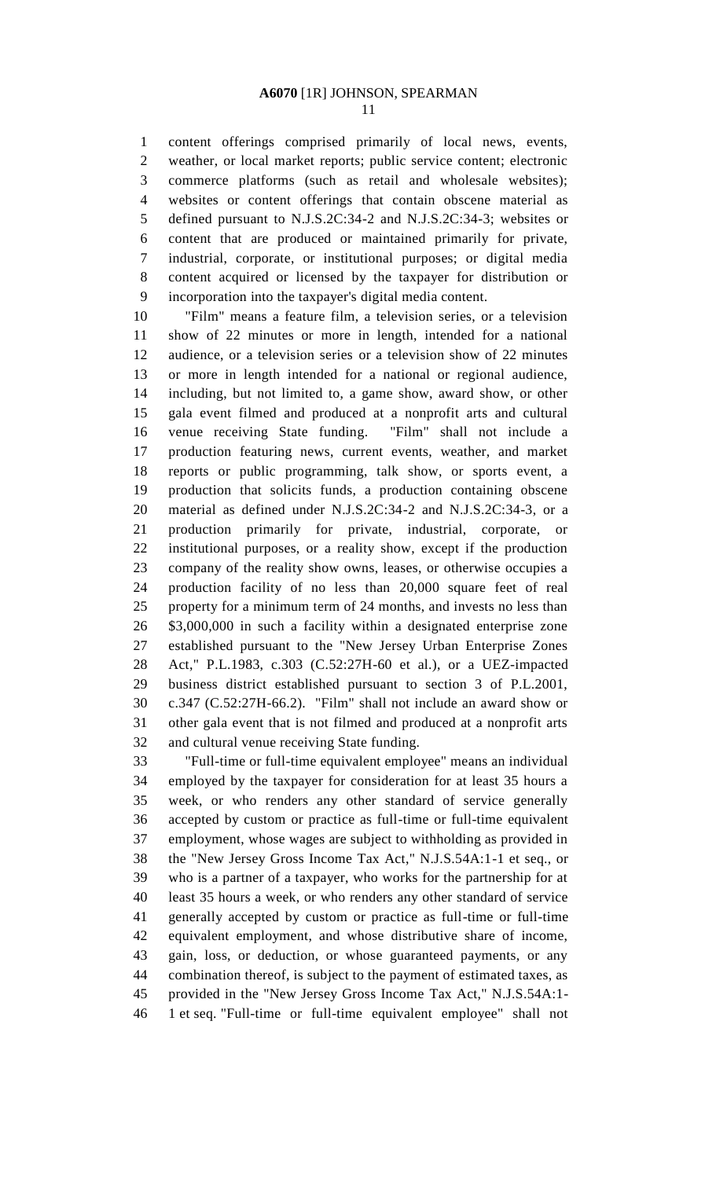content offerings comprised primarily of local news, events, weather, or local market reports; public service content; electronic commerce platforms (such as retail and wholesale websites); websites or content offerings that contain obscene material as defined pursuant to N.J.S.2C:34-2 and N.J.S.2C:34-3; websites or content that are produced or maintained primarily for private, industrial, corporate, or institutional purposes; or digital media content acquired or licensed by the taxpayer for distribution or incorporation into the taxpayer's digital media content.

"Film" means a feature film, a television series, or a television show of 22 minutes or more in length, intended for a national audience, or a television series or a television show of 22 minutes or more in length intended for a national or regional audience, including, but not limited to, a game show, award show, or other gala event filmed and produced at a nonprofit arts and cultural venue receiving State funding. "Film" shall not include a production featuring news, current events, weather, and market reports or public programming, talk show, or sports event, a production that solicits funds, a production containing obscene material as defined under N.J.S.2C:34-2 and N.J.S.2C:34-3, or a production primarily for private, industrial, corporate, or institutional purposes, or a reality show, except if the production company of the reality show owns, leases, or otherwise occupies a production facility of no less than 20,000 square feet of real property for a minimum term of 24 months, and invests no less than $3,000,000 in such a facility within a designated enterprise zone established pursuant to the "New Jersey Urban Enterprise Zones Act," P.L.1983, c.303 (C.52:27H-60 et al.), or a UEZ-impacted business district established pursuant to section 3 of P.L.2001, c.347 (C.52:27H-66.2). "Film" shall not include an award show or other gala event that is not filmed and produced at a nonprofit arts and cultural venue receiving State funding.

"Full-time or full-time equivalent employee" means an individual employed by the taxpayer for consideration for at least 35 hours a week, or who renders any other standard of service generally accepted by custom or practice as full-time or full-time equivalent employment, whose wages are subject to withholding as provided in the "New Jersey Gross Income Tax Act," N.J.S.54A:1-1 et seq., or who is a partner of a taxpayer, who works for the partnership for at least 35 hours a week, or who renders any other standard of service generally accepted by custom or practice as full-time or full-time equivalent employment, and whose distributive share of income, gain, loss, or deduction, or whose guaranteed payments, or any combination thereof, is subject to the payment of estimated taxes, as provided in the "New Jersey Gross Income Tax Act," N.J.S.54A:1-1 et seq. "Full-time or full-time equivalent employee" shall not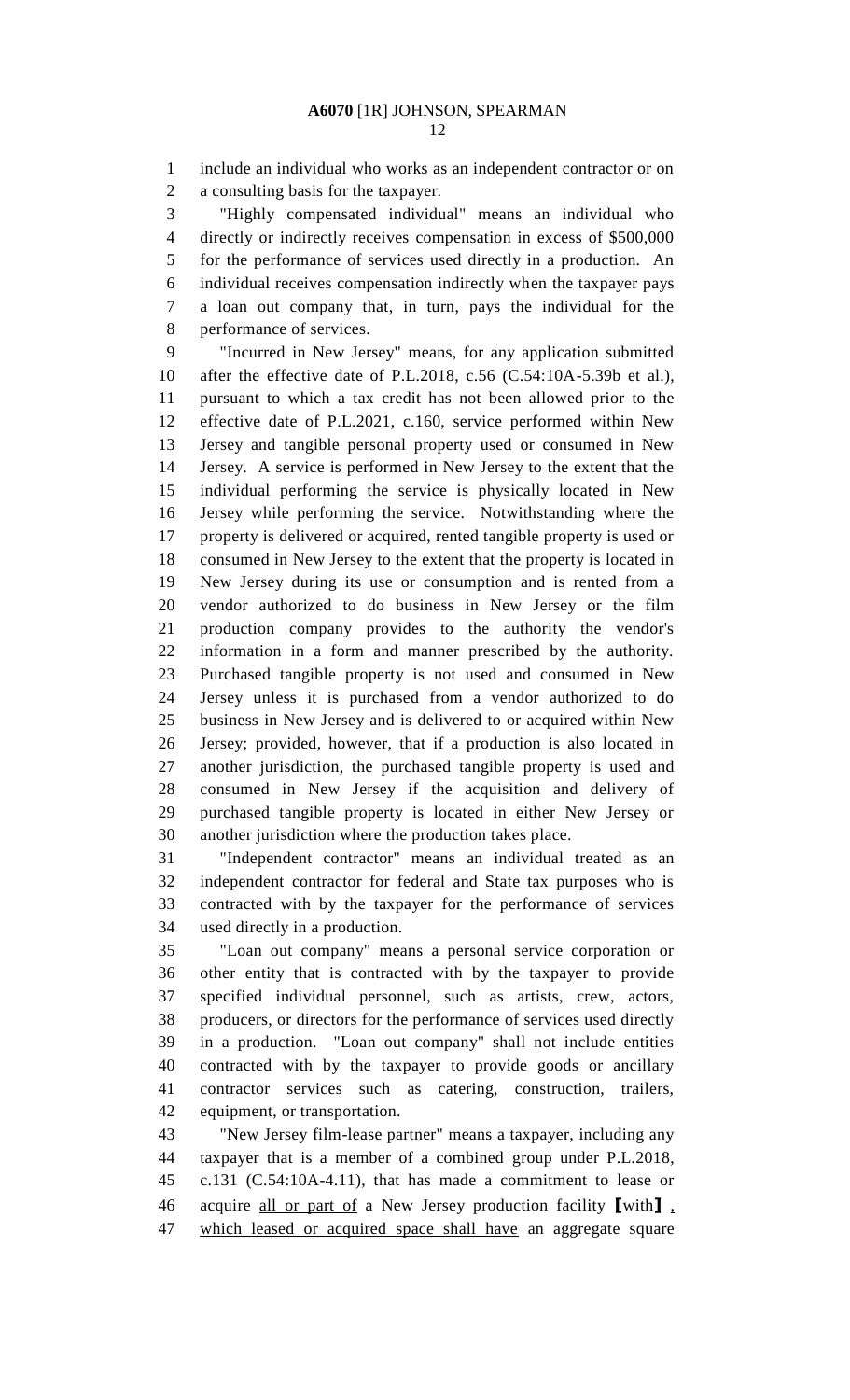include an individual who works as an independent contractor or on a consulting basis for the taxpayer.

"Highly compensated individual" means an individual who directly or indirectly receives compensation in excess of $500,000 for the performance of services used directly in a production. An individual receives compensation indirectly when the taxpayer pays a loan out company that, in turn, pays the individual for the performance of services.

"Incurred in New Jersey" means, for any application submitted after the effective date of P.L.2018, c.56 (C.54:10A-5.39b et al.), pursuant to which a tax credit has not been allowed prior to the effective date of P.L.2021, c.160, service performed within New Jersey and tangible personal property used or consumed in New Jersey. A service is performed in New Jersey to the extent that the individual performing the service is physically located in New Jersey while performing the service. Notwithstanding where the property is delivered or acquired, rented tangible property is used or consumed in New Jersey to the extent that the property is located in New Jersey during its use or consumption and is rented from a vendor authorized to do business in New Jersey or the film production company provides to the authority the vendor's information in a form and manner prescribed by the authority. Purchased tangible property is not used and consumed in New Jersey unless it is purchased from a vendor authorized to do business in New Jersey and is delivered to or acquired within New Jersey; provided, however, that if a production is also located in another jurisdiction, the purchased tangible property is used and consumed in New Jersey if the acquisition and delivery of purchased tangible property is located in either New Jersey or another jurisdiction where the production takes place.

"Independent contractor" means an individual treated as an independent contractor for federal and State tax purposes who is contracted with by the taxpayer for the performance of services used directly in a production.

"Loan out company" means a personal service corporation or other entity that is contracted with by the taxpayer to provide specified individual personnel, such as artists, crew, actors, producers, or directors for the performance of services used directly in a production. "Loan out company" shall not include entities contracted with by the taxpayer to provide goods or ancillary contractor services such as catering, construction, trailers, equipment, or transportation.

"New Jersey film-lease partner" means a taxpayer, including any taxpayer that is a member of a combined group under P.L.2018, c.131 (C.54:10A-4.11), that has made a commitment to lease or acquire <u>all or part of</u> a New Jersey production facility 【with】 <u>, which leased or acquired space shall have</u> an aggregate square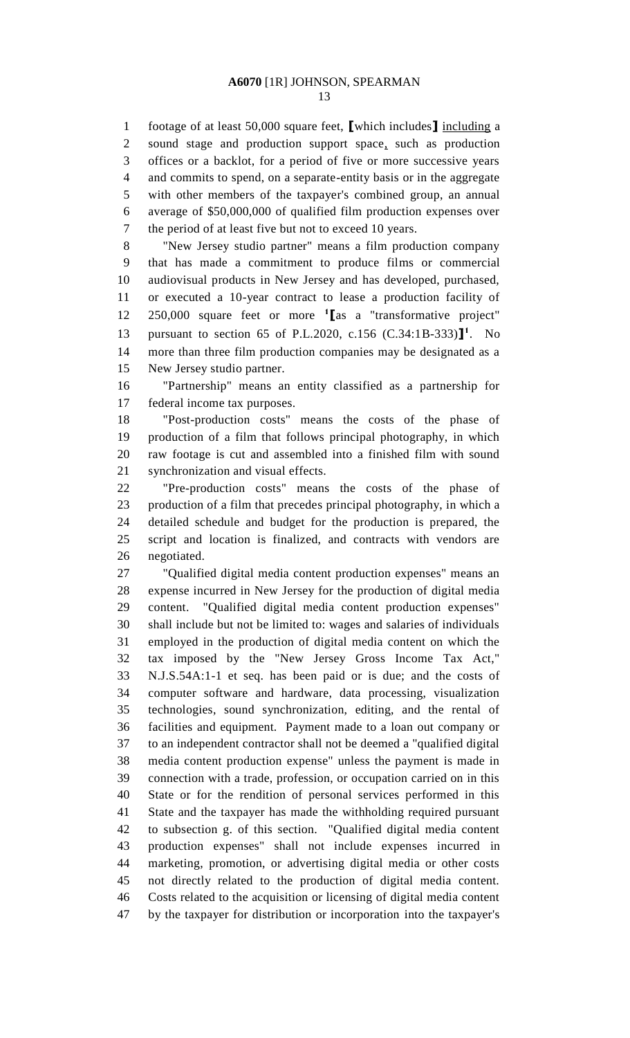footage of at least 50,000 square feet, ⟦which includes⟧ including a sound stage and production support space, such as production offices or a backlot, for a period of five or more successive years and commits to spend, on a separate-entity basis or in the aggregate with other members of the taxpayer's combined group, an annual average of $50,000,000 of qualified film production expenses over the period of at least five but not to exceed 10 years.

"New Jersey studio partner" means a film production company that has made a commitment to produce films or commercial audiovisual products in New Jersey and has developed, purchased, or executed a 10-year contract to lease a production facility of 250,000 square feet or more [1]⟦as a "transformative project" pursuant to section 65 of P.L.2020, c.156 (C.34:1B-333)⟧[1]. No more than three film production companies may be designated as a New Jersey studio partner.

"Partnership" means an entity classified as a partnership for federal income tax purposes.

"Post-production costs" means the costs of the phase of production of a film that follows principal photography, in which raw footage is cut and assembled into a finished film with sound synchronization and visual effects.

"Pre-production costs" means the costs of the phase of production of a film that precedes principal photography, in which a detailed schedule and budget for the production is prepared, the script and location is finalized, and contracts with vendors are negotiated.

"Qualified digital media content production expenses" means an expense incurred in New Jersey for the production of digital media content. "Qualified digital media content production expenses" shall include but not be limited to: wages and salaries of individuals employed in the production of digital media content on which the tax imposed by the "New Jersey Gross Income Tax Act," N.J.S.54A:1-1 et seq. has been paid or is due; and the costs of computer software and hardware, data processing, visualization technologies, sound synchronization, editing, and the rental of facilities and equipment. Payment made to a loan out company or to an independent contractor shall not be deemed a "qualified digital media content production expense" unless the payment is made in connection with a trade, profession, or occupation carried on in this State or for the rendition of personal services performed in this State and the taxpayer has made the withholding required pursuant to subsection g. of this section. "Qualified digital media content production expenses" shall not include expenses incurred in marketing, promotion, or advertising digital media or other costs not directly related to the production of digital media content. Costs related to the acquisition or licensing of digital media content by the taxpayer for distribution or incorporation into the taxpayer's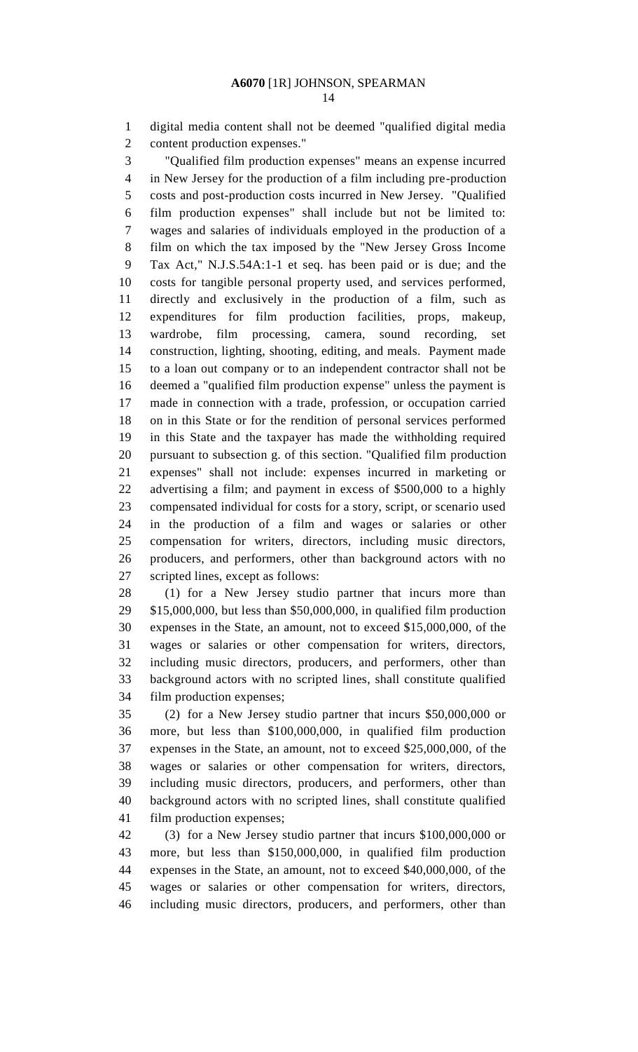digital media content shall not be deemed "qualified digital media content production expenses."

"Qualified film production expenses" means an expense incurred in New Jersey for the production of a film including pre-production costs and post-production costs incurred in New Jersey. "Qualified film production expenses" shall include but not be limited to: wages and salaries of individuals employed in the production of a film on which the tax imposed by the "New Jersey Gross Income Tax Act," N.J.S.54A:1-1 et seq. has been paid or is due; and the costs for tangible personal property used, and services performed, directly and exclusively in the production of a film, such as expenditures for film production facilities, props, makeup, wardrobe, film processing, camera, sound recording, set construction, lighting, shooting, editing, and meals. Payment made to a loan out company or to an independent contractor shall not be deemed a "qualified film production expense" unless the payment is made in connection with a trade, profession, or occupation carried on in this State or for the rendition of personal services performed in this State and the taxpayer has made the withholding required pursuant to subsection g. of this section. "Qualified film production expenses" shall not include: expenses incurred in marketing or advertising a film; and payment in excess of $500,000 to a highly compensated individual for costs for a story, script, or scenario used in the production of a film and wages or salaries or other compensation for writers, directors, including music directors, producers, and performers, other than background actors with no scripted lines, except as follows:

(1) for a New Jersey studio partner that incurs more than $15,000,000, but less than $50,000,000, in qualified film production expenses in the State, an amount, not to exceed $15,000,000, of the wages or salaries or other compensation for writers, directors, including music directors, producers, and performers, other than background actors with no scripted lines, shall constitute qualified film production expenses;

(2) for a New Jersey studio partner that incurs $50,000,000 or more, but less than $100,000,000, in qualified film production expenses in the State, an amount, not to exceed $25,000,000, of the wages or salaries or other compensation for writers, directors, including music directors, producers, and performers, other than background actors with no scripted lines, shall constitute qualified film production expenses;

(3) for a New Jersey studio partner that incurs $100,000,000 or more, but less than $150,000,000, in qualified film production expenses in the State, an amount, not to exceed $40,000,000, of the wages or salaries or other compensation for writers, directors, including music directors, producers, and performers, other than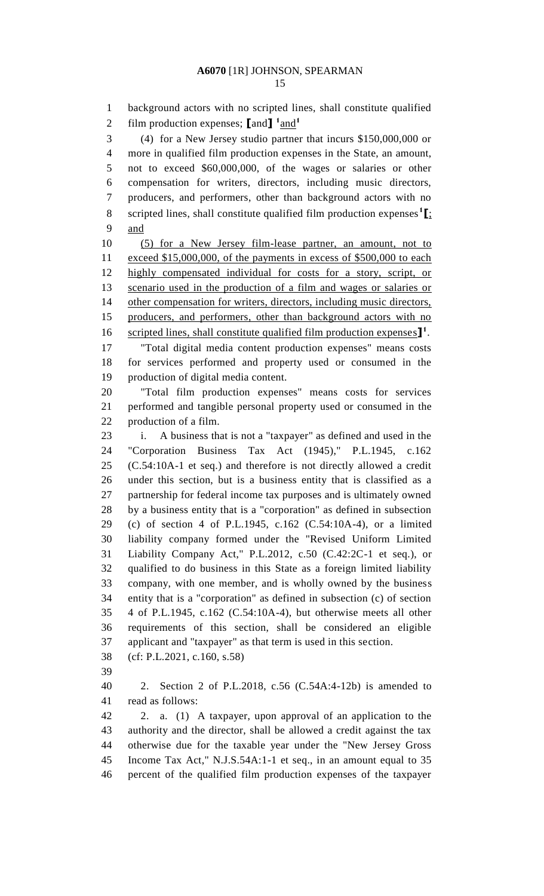background actors with no scripted lines, shall constitute qualified film production expenses; [and] [1]and[1]

(4) for a New Jersey studio partner that incurs $150,000,000 or more in qualified film production expenses in the State, an amount, not to exceed $60,000,000, of the wages or salaries or other compensation for writers, directors, including music directors, producers, and performers, other than background actors with no scripted lines, shall constitute qualified film production expenses[1][; and

(5) for a New Jersey film-lease partner, an amount, not to exceed $15,000,000, of the payments in excess of $500,000 to each highly compensated individual for costs for a story, script, or scenario used in the production of a film and wages or salaries or other compensation for writers, directors, including music directors, producers, and performers, other than background actors with no scripted lines, shall constitute qualified film production expenses][1].

"Total digital media content production expenses" means costs for services performed and property used or consumed in the production of digital media content.

"Total film production expenses" means costs for services performed and tangible personal property used or consumed in the production of a film.

i. A business that is not a "taxpayer" as defined and used in the "Corporation Business Tax Act (1945)," P.L.1945, c.162 (C.54:10A-1 et seq.) and therefore is not directly allowed a credit under this section, but is a business entity that is classified as a partnership for federal income tax purposes and is ultimately owned by a business entity that is a "corporation" as defined in subsection (c) of section 4 of P.L.1945, c.162 (C.54:10A-4), or a limited liability company formed under the "Revised Uniform Limited Liability Company Act," P.L.2012, c.50 (C.42:2C-1 et seq.), or qualified to do business in this State as a foreign limited liability company, with one member, and is wholly owned by the business entity that is a "corporation" as defined in subsection (c) of section 4 of P.L.1945, c.162 (C.54:10A-4), but otherwise meets all other requirements of this section, shall be considered an eligible applicant and "taxpayer" as that term is used in this section.

(cf: P.L.2021, c.160, s.58)

2. Section 2 of P.L.2018, c.56 (C.54A:4-12b) is amended to read as follows:

2. a. (1) A taxpayer, upon approval of an application to the authority and the director, shall be allowed a credit against the tax otherwise due for the taxable year under the "New Jersey Gross Income Tax Act," N.J.S.54A:1-1 et seq., in an amount equal to 35 percent of the qualified film production expenses of the taxpayer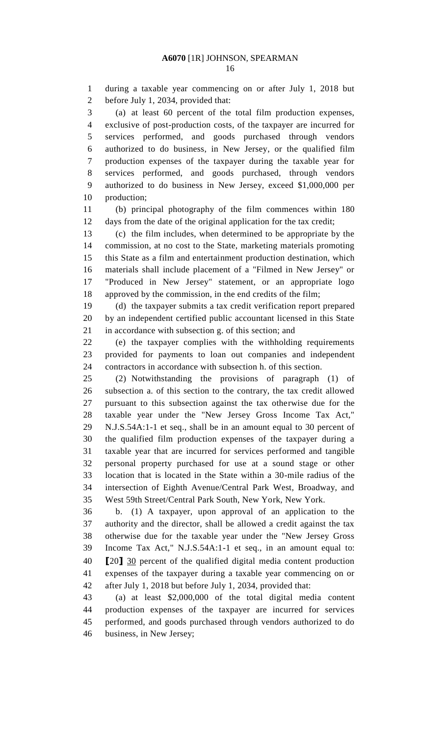during a taxable year commencing on or after July 1, 2018 but before July 1, 2034, provided that:

(a) at least 60 percent of the total film production expenses, exclusive of post-production costs, of the taxpayer are incurred for services performed, and goods purchased through vendors authorized to do business, in New Jersey, or the qualified film production expenses of the taxpayer during the taxable year for services performed, and goods purchased, through vendors authorized to do business in New Jersey, exceed $1,000,000 per production;

(b) principal photography of the film commences within 180 days from the date of the original application for the tax credit;

(c) the film includes, when determined to be appropriate by the commission, at no cost to the State, marketing materials promoting this State as a film and entertainment production destination, which materials shall include placement of a "Filmed in New Jersey" or "Produced in New Jersey" statement, or an appropriate logo approved by the commission, in the end credits of the film;

(d) the taxpayer submits a tax credit verification report prepared by an independent certified public accountant licensed in this State in accordance with subsection g. of this section; and

(e) the taxpayer complies with the withholding requirements provided for payments to loan out companies and independent contractors in accordance with subsection h. of this section.

(2) Notwithstanding the provisions of paragraph (1) of subsection a. of this section to the contrary, the tax credit allowed pursuant to this subsection against the tax otherwise due for the taxable year under the "New Jersey Gross Income Tax Act," N.J.S.54A:1-1 et seq., shall be in an amount equal to 30 percent of the qualified film production expenses of the taxpayer during a taxable year that are incurred for services performed and tangible personal property purchased for use at a sound stage or other location that is located in the State within a 30-mile radius of the intersection of Eighth Avenue/Central Park West, Broadway, and West 59th Street/Central Park South, New York, New York.

b. (1) A taxpayer, upon approval of an application to the authority and the director, shall be allowed a credit against the tax otherwise due for the taxable year under the "New Jersey Gross Income Tax Act," N.J.S.54A:1-1 et seq., in an amount equal to: [20] <u>30</u> percent of the qualified digital media content production expenses of the taxpayer during a taxable year commencing on or after July 1, 2018 but before July 1, 2034, provided that:

(a) at least $2,000,000 of the total digital media content production expenses of the taxpayer are incurred for services performed, and goods purchased through vendors authorized to do business, in New Jersey;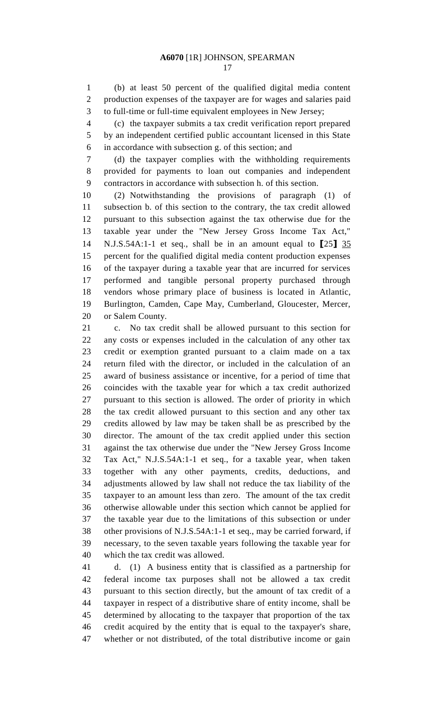(b) at least 50 percent of the qualified digital media content production expenses of the taxpayer are for wages and salaries paid to full-time or full-time equivalent employees in New Jersey;

(c) the taxpayer submits a tax credit verification report prepared by an independent certified public accountant licensed in this State in accordance with subsection g. of this section; and

(d) the taxpayer complies with the withholding requirements provided for payments to loan out companies and independent contractors in accordance with subsection h. of this section.

(2) Notwithstanding the provisions of paragraph (1) of subsection b. of this section to the contrary, the tax credit allowed pursuant to this subsection against the tax otherwise due for the taxable year under the "New Jersey Gross Income Tax Act," N.J.S.54A:1-1 et seq., shall be in an amount equal to [25] <u>35</u> percent for the qualified digital media content production expenses of the taxpayer during a taxable year that are incurred for services performed and tangible personal property purchased through vendors whose primary place of business is located in Atlantic, Burlington, Camden, Cape May, Cumberland, Gloucester, Mercer, or Salem County.

c. No tax credit shall be allowed pursuant to this section for any costs or expenses included in the calculation of any other tax credit or exemption granted pursuant to a claim made on a tax return filed with the director, or included in the calculation of an award of business assistance or incentive, for a period of time that coincides with the taxable year for which a tax credit authorized pursuant to this section is allowed. The order of priority in which the tax credit allowed pursuant to this section and any other tax credits allowed by law may be taken shall be as prescribed by the director. The amount of the tax credit applied under this section against the tax otherwise due under the "New Jersey Gross Income Tax Act," N.J.S.54A:1-1 et seq., for a taxable year, when taken together with any other payments, credits, deductions, and adjustments allowed by law shall not reduce the tax liability of the taxpayer to an amount less than zero. The amount of the tax credit otherwise allowable under this section which cannot be applied for the taxable year due to the limitations of this subsection or under other provisions of N.J.S.54A:1-1 et seq., may be carried forward, if necessary, to the seven taxable years following the taxable year for which the tax credit was allowed.

d. (1) A business entity that is classified as a partnership for federal income tax purposes shall not be allowed a tax credit pursuant to this section directly, but the amount of tax credit of a taxpayer in respect of a distributive share of entity income, shall be determined by allocating to the taxpayer that proportion of the tax credit acquired by the entity that is equal to the taxpayer's share, whether or not distributed, of the total distributive income or gain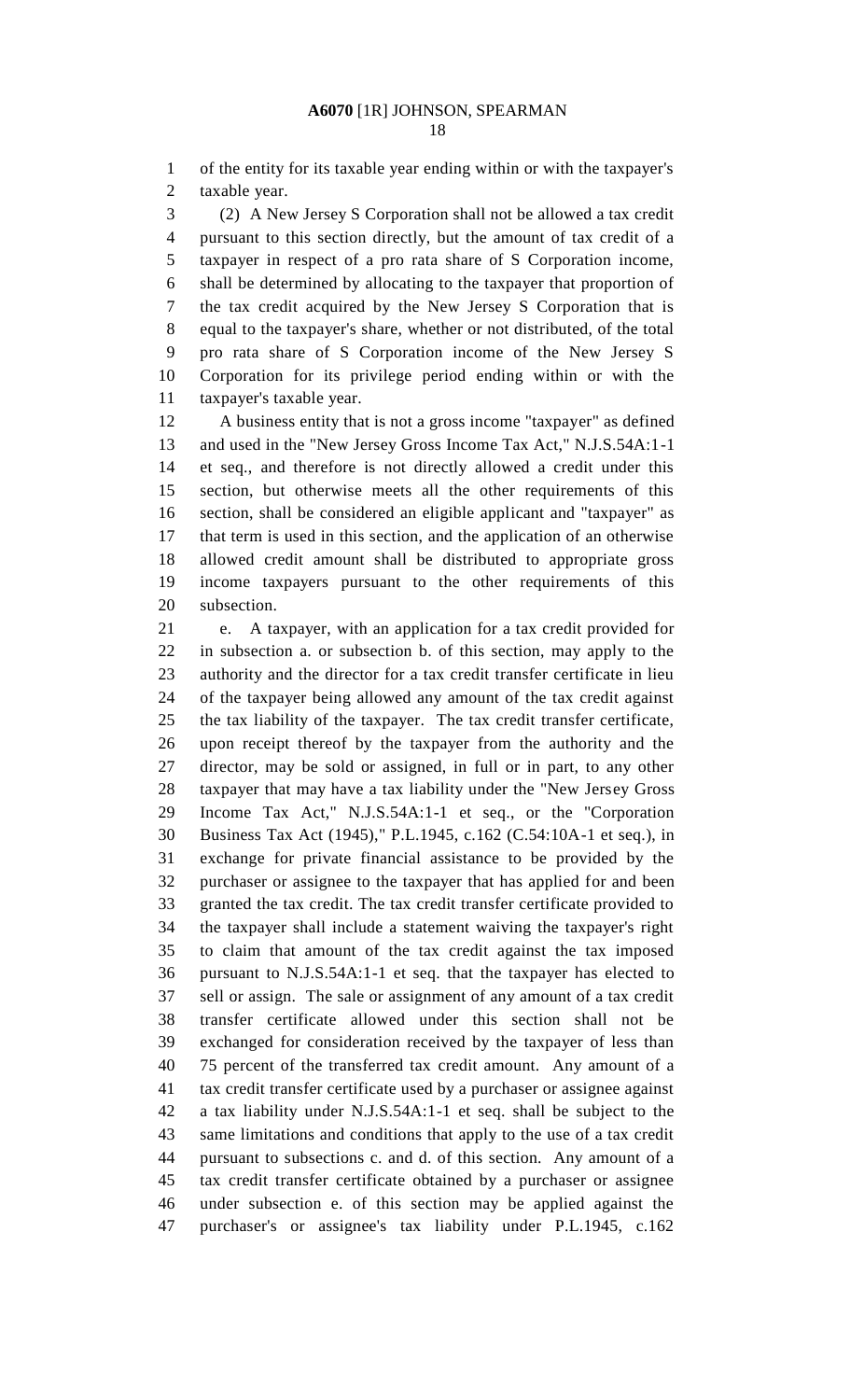of the entity for its taxable year ending within or with the taxpayer's taxable year.

(2) A New Jersey S Corporation shall not be allowed a tax credit pursuant to this section directly, but the amount of tax credit of a taxpayer in respect of a pro rata share of S Corporation income, shall be determined by allocating to the taxpayer that proportion of the tax credit acquired by the New Jersey S Corporation that is equal to the taxpayer's share, whether or not distributed, of the total pro rata share of S Corporation income of the New Jersey S Corporation for its privilege period ending within or with the taxpayer's taxable year.

A business entity that is not a gross income "taxpayer" as defined and used in the "New Jersey Gross Income Tax Act," N.J.S.54A:1-1 et seq., and therefore is not directly allowed a credit under this section, but otherwise meets all the other requirements of this section, shall be considered an eligible applicant and "taxpayer" as that term is used in this section, and the application of an otherwise allowed credit amount shall be distributed to appropriate gross income taxpayers pursuant to the other requirements of this subsection.

e. A taxpayer, with an application for a tax credit provided for in subsection a. or subsection b. of this section, may apply to the authority and the director for a tax credit transfer certificate in lieu of the taxpayer being allowed any amount of the tax credit against the tax liability of the taxpayer. The tax credit transfer certificate, upon receipt thereof by the taxpayer from the authority and the director, may be sold or assigned, in full or in part, to any other taxpayer that may have a tax liability under the "New Jersey Gross Income Tax Act," N.J.S.54A:1-1 et seq., or the "Corporation Business Tax Act (1945)," P.L.1945, c.162 (C.54:10A-1 et seq.), in exchange for private financial assistance to be provided by the purchaser or assignee to the taxpayer that has applied for and been granted the tax credit. The tax credit transfer certificate provided to the taxpayer shall include a statement waiving the taxpayer's right to claim that amount of the tax credit against the tax imposed pursuant to N.J.S.54A:1-1 et seq. that the taxpayer has elected to sell or assign. The sale or assignment of any amount of a tax credit transfer certificate allowed under this section shall not be exchanged for consideration received by the taxpayer of less than 75 percent of the transferred tax credit amount. Any amount of a tax credit transfer certificate used by a purchaser or assignee against a tax liability under N.J.S.54A:1-1 et seq. shall be subject to the same limitations and conditions that apply to the use of a tax credit pursuant to subsections c. and d. of this section. Any amount of a tax credit transfer certificate obtained by a purchaser or assignee under subsection e. of this section may be applied against the purchaser's or assignee's tax liability under P.L.1945, c.162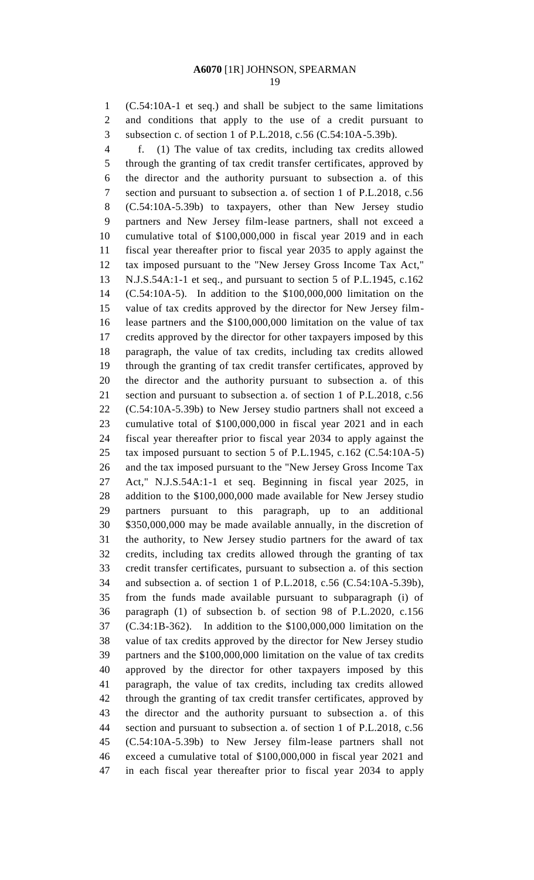(C.54:10A-1 et seq.) and shall be subject to the same limitations and conditions that apply to the use of a credit pursuant to subsection c. of section 1 of P.L.2018, c.56 (C.54:10A-5.39b).

f. (1) The value of tax credits, including tax credits allowed through the granting of tax credit transfer certificates, approved by the director and the authority pursuant to subsection a. of this section and pursuant to subsection a. of section 1 of P.L.2018, c.56 (C.54:10A-5.39b) to taxpayers, other than New Jersey studio partners and New Jersey film-lease partners, shall not exceed a cumulative total of $100,000,000 in fiscal year 2019 and in each fiscal year thereafter prior to fiscal year 2035 to apply against the tax imposed pursuant to the "New Jersey Gross Income Tax Act," N.J.S.54A:1-1 et seq., and pursuant to section 5 of P.L.1945, c.162 (C.54:10A-5). In addition to the $100,000,000 limitation on the value of tax credits approved by the director for New Jersey film-lease partners and the $100,000,000 limitation on the value of tax credits approved by the director for other taxpayers imposed by this paragraph, the value of tax credits, including tax credits allowed through the granting of tax credit transfer certificates, approved by the director and the authority pursuant to subsection a. of this section and pursuant to subsection a. of section 1 of P.L.2018, c.56 (C.54:10A-5.39b) to New Jersey studio partners shall not exceed a cumulative total of $100,000,000 in fiscal year 2021 and in each fiscal year thereafter prior to fiscal year 2034 to apply against the tax imposed pursuant to section 5 of P.L.1945, c.162 (C.54:10A-5) and the tax imposed pursuant to the "New Jersey Gross Income Tax Act," N.J.S.54A:1-1 et seq. Beginning in fiscal year 2025, in addition to the $100,000,000 made available for New Jersey studio partners pursuant to this paragraph, up to an additional $350,000,000 may be made available annually, in the discretion of the authority, to New Jersey studio partners for the award of tax credits, including tax credits allowed through the granting of tax credit transfer certificates, pursuant to subsection a. of this section and subsection a. of section 1 of P.L.2018, c.56 (C.54:10A-5.39b), from the funds made available pursuant to subparagraph (i) of paragraph (1) of subsection b. of section 98 of P.L.2020, c.156 (C.34:1B-362). In addition to the $100,000,000 limitation on the value of tax credits approved by the director for New Jersey studio partners and the $100,000,000 limitation on the value of tax credits approved by the director for other taxpayers imposed by this paragraph, the value of tax credits, including tax credits allowed through the granting of tax credit transfer certificates, approved by the director and the authority pursuant to subsection a. of this section and pursuant to subsection a. of section 1 of P.L.2018, c.56 (C.54:10A-5.39b) to New Jersey film-lease partners shall not exceed a cumulative total of $100,000,000 in fiscal year 2021 and in each fiscal year thereafter prior to fiscal year 2034 to apply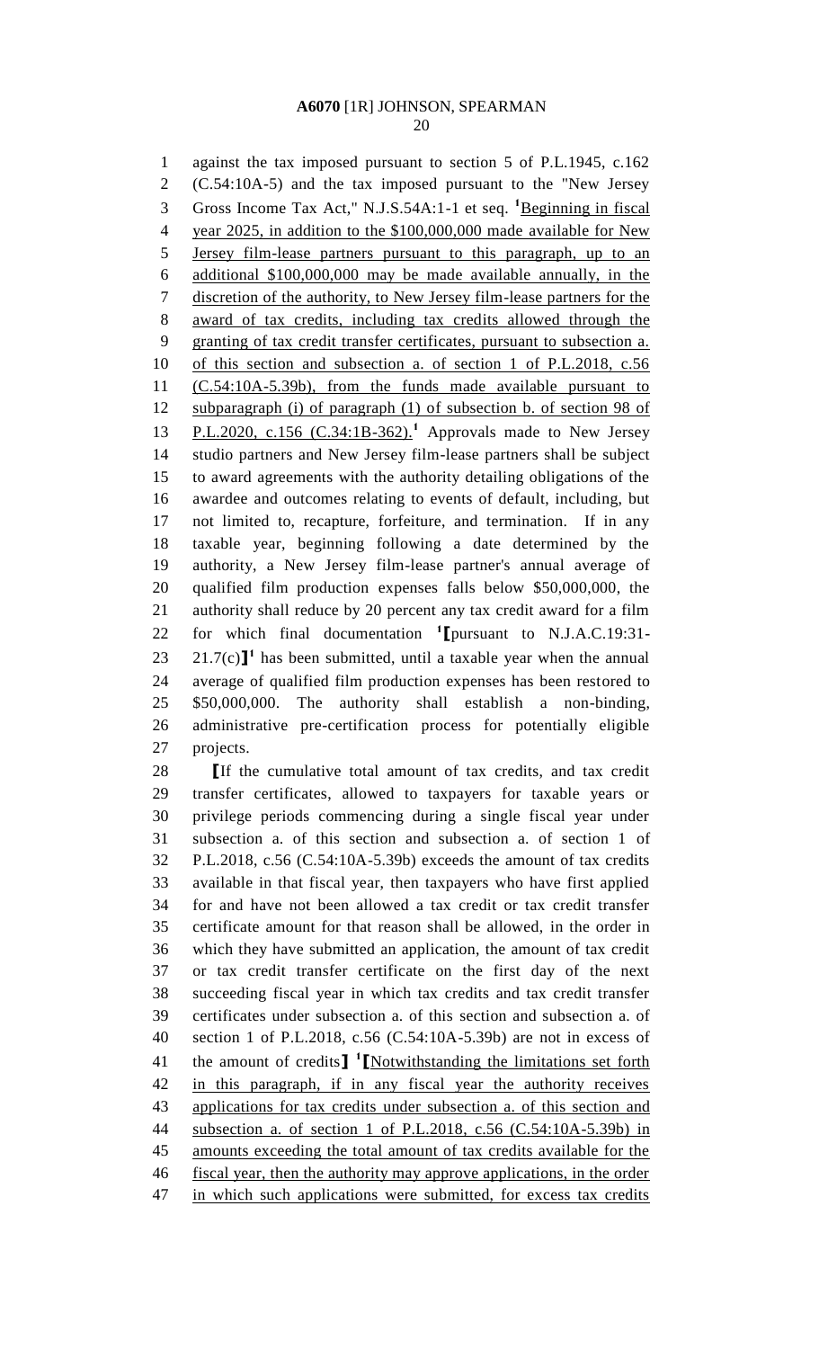against the tax imposed pursuant to section 5 of P.L.1945, c.162 (C.54:10A-5) and the tax imposed pursuant to the "New Jersey Gross Income Tax Act," N.J.S.54A:1-1 et seq. [1]Beginning in fiscal year 2025, in addition to the $100,000,000 made available for New Jersey film-lease partners pursuant to this paragraph, up to an additional $100,000,000 may be made available annually, in the discretion of the authority, to New Jersey film-lease partners for the award of tax credits, including tax credits allowed through the granting of tax credit transfer certificates, pursuant to subsection a. of this section and subsection a. of section 1 of P.L.2018, c.56 (C.54:10A-5.39b), from the funds made available pursuant to subparagraph (i) of paragraph (1) of subsection b. of section 98 of P.L.2020, c.156 (C.34:1B-362).[1] Approvals made to New Jersey studio partners and New Jersey film-lease partners shall be subject to award agreements with the authority detailing obligations of the awardee and outcomes relating to events of default, including, but not limited to, recapture, forfeiture, and termination. If in any taxable year, beginning following a date determined by the authority, a New Jersey film-lease partner's annual average of qualified film production expenses falls below $50,000,000, the authority shall reduce by 20 percent any tax credit award for a film for which final documentation [1]⟦pursuant to N.J.A.C.19:31-21.7(c)⟧[1] has been submitted, until a taxable year when the annual average of qualified film production expenses has been restored to $50,000,000. The authority shall establish a non-binding, administrative pre-certification process for potentially eligible projects.

⟦If the cumulative total amount of tax credits, and tax credit transfer certificates, allowed to taxpayers for taxable years or privilege periods commencing during a single fiscal year under subsection a. of this section and subsection a. of section 1 of P.L.2018, c.56 (C.54:10A-5.39b) exceeds the amount of tax credits available in that fiscal year, then taxpayers who have first applied for and have not been allowed a tax credit or tax credit transfer certificate amount for that reason shall be allowed, in the order in which they have submitted an application, the amount of tax credit or tax credit transfer certificate on the first day of the next succeeding fiscal year in which tax credits and tax credit transfer certificates under subsection a. of this section and subsection a. of section 1 of P.L.2018, c.56 (C.54:10A-5.39b) are not in excess of the amount of credits⟧ [1]⟦Notwithstanding the limitations set forth in this paragraph, if in any fiscal year the authority receives applications for tax credits under subsection a. of this section and subsection a. of section 1 of P.L.2018, c.56 (C.54:10A-5.39b) in amounts exceeding the total amount of tax credits available for the fiscal year, then the authority may approve applications, in the order in which such applications were submitted, for excess tax credits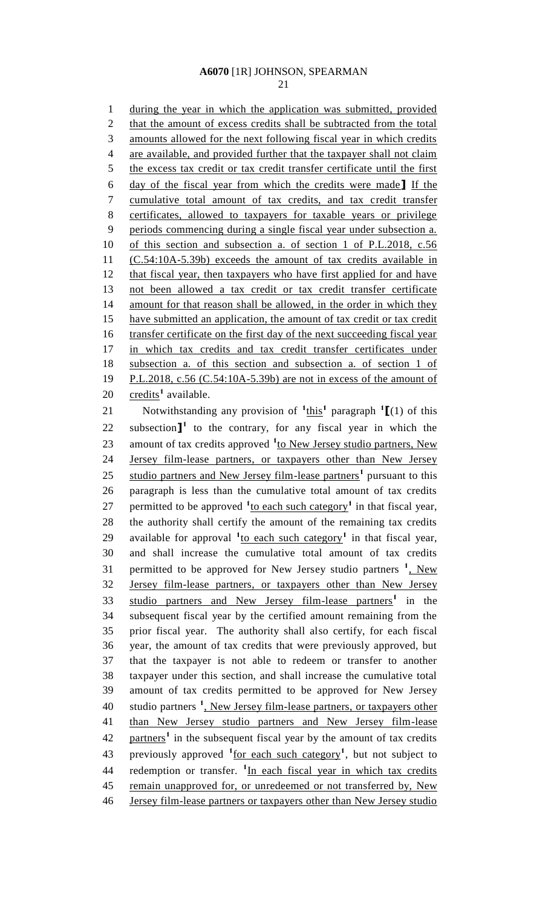during the year in which the application was submitted, provided that the amount of excess credits shall be subtracted from the total amounts allowed for the next following fiscal year in which credits are available, and provided further that the taxpayer shall not claim the excess tax credit or tax credit transfer certificate until the first day of the fiscal year from which the credits were made] If the cumulative total amount of tax credits, and tax credit transfer certificates, allowed to taxpayers for taxable years or privilege periods commencing during a single fiscal year under subsection a. of this section and subsection a. of section 1 of P.L.2018, c.56 (C.54:10A-5.39b) exceeds the amount of tax credits available in that fiscal year, then taxpayers who have first applied for and have not been allowed a tax credit or tax credit transfer certificate amount for that reason shall be allowed, in the order in which they have submitted an application, the amount of tax credit or tax credit transfer certificate on the first day of the next succeeding fiscal year in which tax credits and tax credit transfer certificates under subsection a. of this section and subsection a. of section 1 of P.L.2018, c.56 (C.54:10A-5.39b) are not in excess of the amount of credits[1] available.

Notwithstanding any provision of [1]this[1] paragraph [1][(1) of this subsection][1] to the contrary, for any fiscal year in which the amount of tax credits approved [1]to New Jersey studio partners, New Jersey film-lease partners, or taxpayers other than New Jersey studio partners and New Jersey film-lease partners[1] pursuant to this paragraph is less than the cumulative total amount of tax credits permitted to be approved [1]to each such category[1] in that fiscal year, the authority shall certify the amount of the remaining tax credits available for approval [1]to each such category[1] in that fiscal year, and shall increase the cumulative total amount of tax credits permitted to be approved for New Jersey studio partners [1], New Jersey film-lease partners, or taxpayers other than New Jersey studio partners and New Jersey film-lease partners[1] in the subsequent fiscal year by the certified amount remaining from the prior fiscal year. The authority shall also certify, for each fiscal year, the amount of tax credits that were previously approved, but that the taxpayer is not able to redeem or transfer to another taxpayer under this section, and shall increase the cumulative total amount of tax credits permitted to be approved for New Jersey studio partners [1], New Jersey film-lease partners, or taxpayers other than New Jersey studio partners and New Jersey film-lease partners[1] in the subsequent fiscal year by the amount of tax credits previously approved [1]for each such category[1], but not subject to redemption or transfer. [1]In each fiscal year in which tax credits remain unapproved for, or unredeemed or not transferred by, New Jersey film-lease partners or taxpayers other than New Jersey studio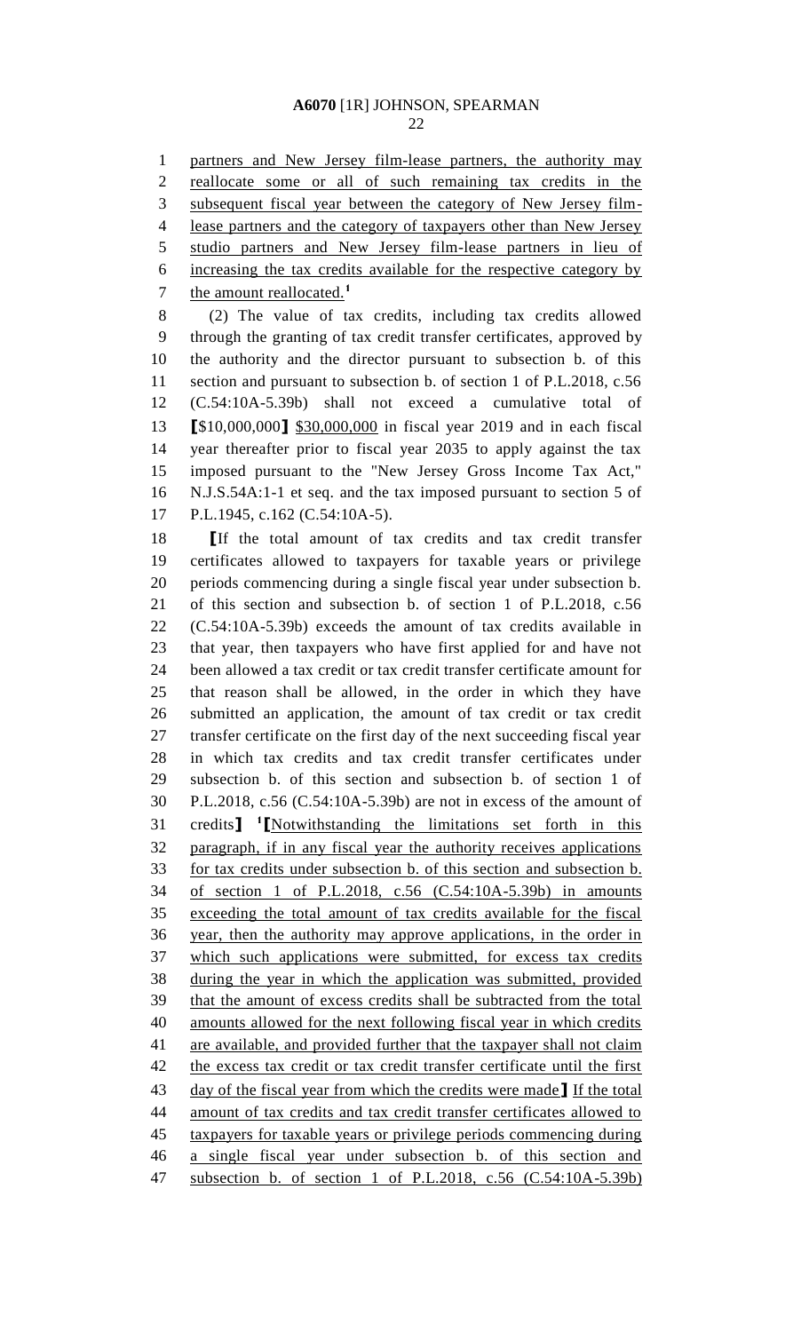partners and New Jersey film-lease partners, the authority may reallocate some or all of such remaining tax credits in the subsequent fiscal year between the category of New Jersey film-lease partners and the category of taxpayers other than New Jersey studio partners and New Jersey film-lease partners in lieu of increasing the tax credits available for the respective category by the amount reallocated.[1]

(2) The value of tax credits, including tax credits allowed through the granting of tax credit transfer certificates, approved by the authority and the director pursuant to subsection b. of this section and pursuant to subsection b. of section 1 of P.L.2018, c.56 (C.54:10A-5.39b) shall not exceed a cumulative total of [$10,000,000] $30,000,000 in fiscal year 2019 and in each fiscal year thereafter prior to fiscal year 2035 to apply against the tax imposed pursuant to the "New Jersey Gross Income Tax Act," N.J.S.54A:1-1 et seq. and the tax imposed pursuant to section 5 of P.L.1945, c.162 (C.54:10A-5).

[If the total amount of tax credits and tax credit transfer certificates allowed to taxpayers for taxable years or privilege periods commencing during a single fiscal year under subsection b. of this section and subsection b. of section 1 of P.L.2018, c.56 (C.54:10A-5.39b) exceeds the amount of tax credits available in that year, then taxpayers who have first applied for and have not been allowed a tax credit or tax credit transfer certificate amount for that reason shall be allowed, in the order in which they have submitted an application, the amount of tax credit or tax credit transfer certificate on the first day of the next succeeding fiscal year in which tax credits and tax credit transfer certificates under subsection b. of this section and subsection b. of section 1 of P.L.2018, c.56 (C.54:10A-5.39b) are not in excess of the amount of credits] [1][Notwithstanding the limitations set forth in this paragraph, if in any fiscal year the authority receives applications for tax credits under subsection b. of this section and subsection b. of section 1 of P.L.2018, c.56 (C.54:10A-5.39b) in amounts exceeding the total amount of tax credits available for the fiscal year, then the authority may approve applications, in the order in which such applications were submitted, for excess tax credits during the year in which the application was submitted, provided that the amount of excess credits shall be subtracted from the total amounts allowed for the next following fiscal year in which credits are available, and provided further that the taxpayer shall not claim the excess tax credit or tax credit transfer certificate until the first day of the fiscal year from which the credits were made] If the total amount of tax credits and tax credit transfer certificates allowed to taxpayers for taxable years or privilege periods commencing during a single fiscal year under subsection b. of this section and subsection b. of section 1 of P.L.2018, c.56 (C.54:10A-5.39b)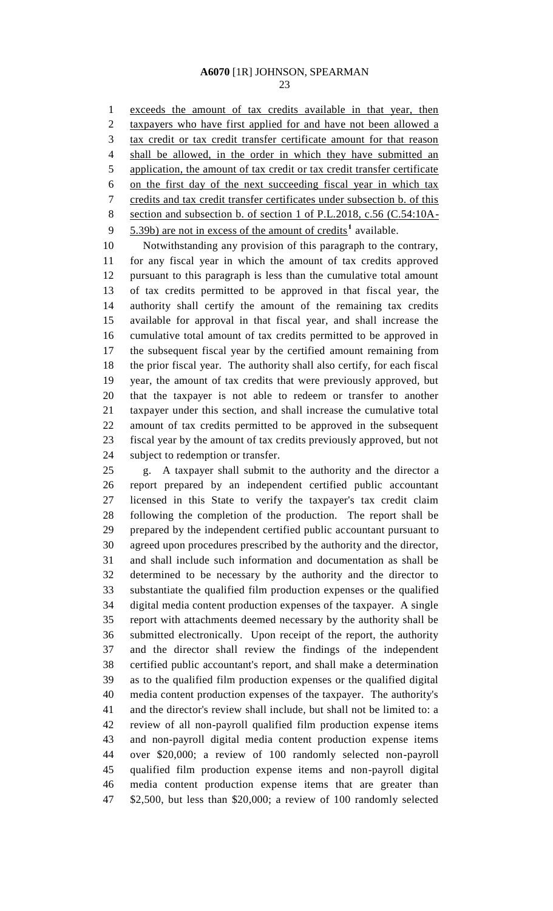exceeds the amount of tax credits available in that year, then taxpayers who have first applied for and have not been allowed a tax credit or tax credit transfer certificate amount for that reason shall be allowed, in the order in which they have submitted an application, the amount of tax credit or tax credit transfer certificate on the first day of the next succeeding fiscal year in which tax credits and tax credit transfer certificates under subsection b. of this section and subsection b. of section 1 of P.L.2018, c.56 (C.54:10A-5.39b) are not in excess of the amount of credits[1] available.

Notwithstanding any provision of this paragraph to the contrary, for any fiscal year in which the amount of tax credits approved pursuant to this paragraph is less than the cumulative total amount of tax credits permitted to be approved in that fiscal year, the authority shall certify the amount of the remaining tax credits available for approval in that fiscal year, and shall increase the cumulative total amount of tax credits permitted to be approved in the subsequent fiscal year by the certified amount remaining from the prior fiscal year. The authority shall also certify, for each fiscal year, the amount of tax credits that were previously approved, but that the taxpayer is not able to redeem or transfer to another taxpayer under this section, and shall increase the cumulative total amount of tax credits permitted to be approved in the subsequent fiscal year by the amount of tax credits previously approved, but not subject to redemption or transfer.

g. A taxpayer shall submit to the authority and the director a report prepared by an independent certified public accountant licensed in this State to verify the taxpayer's tax credit claim following the completion of the production. The report shall be prepared by the independent certified public accountant pursuant to agreed upon procedures prescribed by the authority and the director, and shall include such information and documentation as shall be determined to be necessary by the authority and the director to substantiate the qualified film production expenses or the qualified digital media content production expenses of the taxpayer. A single report with attachments deemed necessary by the authority shall be submitted electronically. Upon receipt of the report, the authority and the director shall review the findings of the independent certified public accountant's report, and shall make a determination as to the qualified film production expenses or the qualified digital media content production expenses of the taxpayer. The authority's and the director's review shall include, but shall not be limited to: a review of all non-payroll qualified film production expense items and non-payroll digital media content production expense items over \$20,000; a review of 100 randomly selected non-payroll qualified film production expense items and non-payroll digital media content production expense items that are greater than \$2,500, but less than \$20,000; a review of 100 randomly selected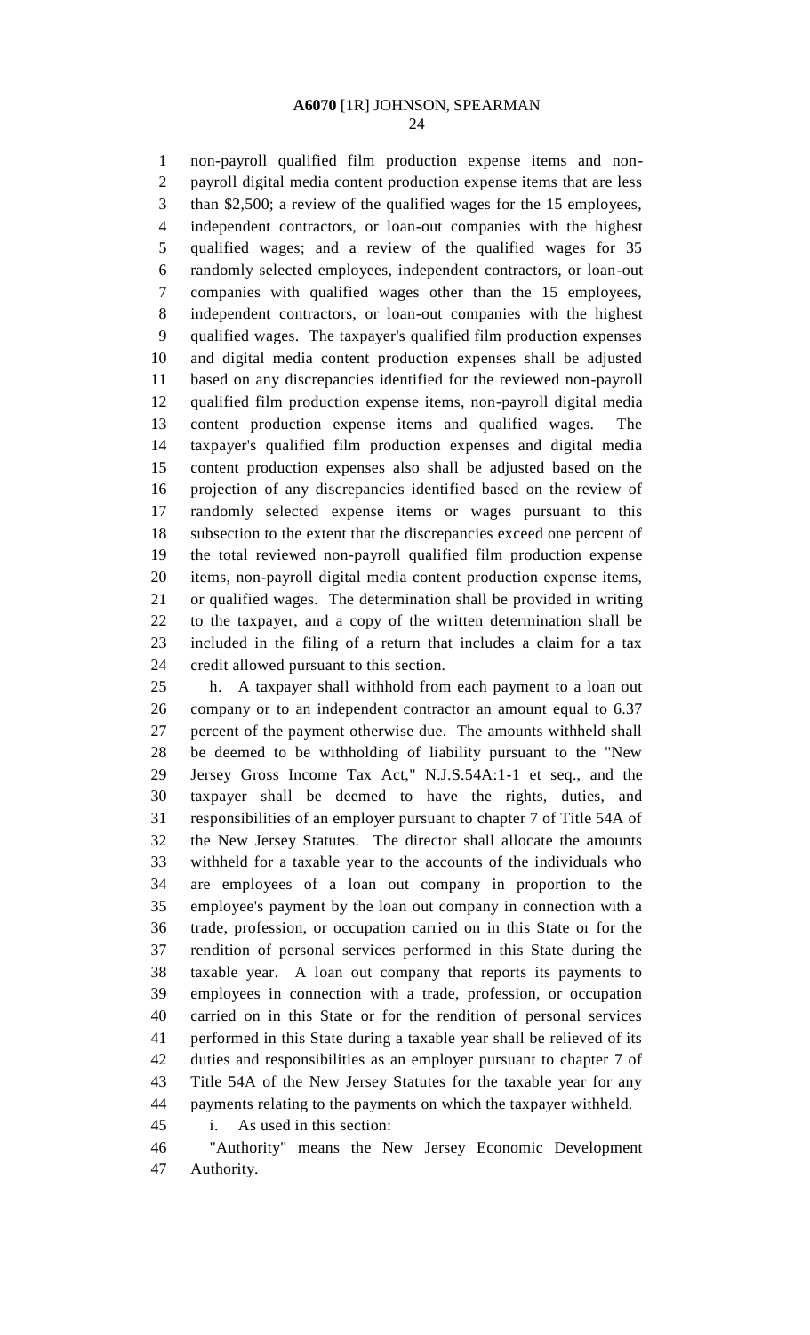non-payroll qualified film production expense items and non-payroll digital media content production expense items that are less than $2,500; a review of the qualified wages for the 15 employees, independent contractors, or loan-out companies with the highest qualified wages; and a review of the qualified wages for 35 randomly selected employees, independent contractors, or loan-out companies with qualified wages other than the 15 employees, independent contractors, or loan-out companies with the highest qualified wages. The taxpayer's qualified film production expenses and digital media content production expenses shall be adjusted based on any discrepancies identified for the reviewed non-payroll qualified film production expense items, non-payroll digital media content production expense items and qualified wages. The taxpayer's qualified film production expenses and digital media content production expenses also shall be adjusted based on the projection of any discrepancies identified based on the review of randomly selected expense items or wages pursuant to this subsection to the extent that the discrepancies exceed one percent of the total reviewed non-payroll qualified film production expense items, non-payroll digital media content production expense items, or qualified wages. The determination shall be provided in writing to the taxpayer, and a copy of the written determination shall be included in the filing of a return that includes a claim for a tax credit allowed pursuant to this section.

h. A taxpayer shall withhold from each payment to a loan out company or to an independent contractor an amount equal to 6.37 percent of the payment otherwise due. The amounts withheld shall be deemed to be withholding of liability pursuant to the "New Jersey Gross Income Tax Act," N.J.S.54A:1-1 et seq., and the taxpayer shall be deemed to have the rights, duties, and responsibilities of an employer pursuant to chapter 7 of Title 54A of the New Jersey Statutes. The director shall allocate the amounts withheld for a taxable year to the accounts of the individuals who are employees of a loan out company in proportion to the employee's payment by the loan out company in connection with a trade, profession, or occupation carried on in this State or for the rendition of personal services performed in this State during the taxable year. A loan out company that reports its payments to employees in connection with a trade, profession, or occupation carried on in this State or for the rendition of personal services performed in this State during a taxable year shall be relieved of its duties and responsibilities as an employer pursuant to chapter 7 of Title 54A of the New Jersey Statutes for the taxable year for any payments relating to the payments on which the taxpayer withheld.

i. As used in this section:

"Authority" means the New Jersey Economic Development Authority.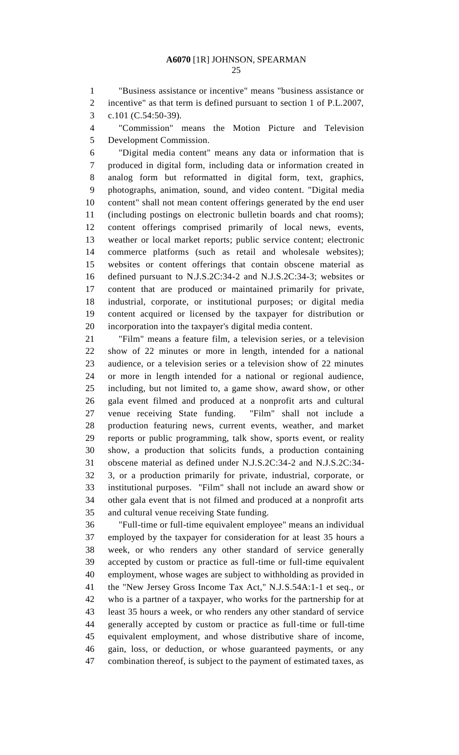"Business assistance or incentive" means "business assistance or incentive" as that term is defined pursuant to section 1 of P.L.2007, c.101 (C.54:50-39).

"Commission" means the Motion Picture and Television Development Commission.

"Digital media content" means any data or information that is produced in digital form, including data or information created in analog form but reformatted in digital form, text, graphics, photographs, animation, sound, and video content. "Digital media content" shall not mean content offerings generated by the end user (including postings on electronic bulletin boards and chat rooms); content offerings comprised primarily of local news, events, weather or local market reports; public service content; electronic commerce platforms (such as retail and wholesale websites); websites or content offerings that contain obscene material as defined pursuant to N.J.S.2C:34-2 and N.J.S.2C:34-3; websites or content that are produced or maintained primarily for private, industrial, corporate, or institutional purposes; or digital media content acquired or licensed by the taxpayer for distribution or incorporation into the taxpayer's digital media content.

"Film" means a feature film, a television series, or a television show of 22 minutes or more in length, intended for a national audience, or a television series or a television show of 22 minutes or more in length intended for a national or regional audience, including, but not limited to, a game show, award show, or other gala event filmed and produced at a nonprofit arts and cultural venue receiving State funding. "Film" shall not include a production featuring news, current events, weather, and market reports or public programming, talk show, sports event, or reality show, a production that solicits funds, a production containing obscene material as defined under N.J.S.2C:34-2 and N.J.S.2C:34-3, or a production primarily for private, industrial, corporate, or institutional purposes. "Film" shall not include an award show or other gala event that is not filmed and produced at a nonprofit arts and cultural venue receiving State funding.

"Full-time or full-time equivalent employee" means an individual employed by the taxpayer for consideration for at least 35 hours a week, or who renders any other standard of service generally accepted by custom or practice as full-time or full-time equivalent employment, whose wages are subject to withholding as provided in the "New Jersey Gross Income Tax Act," N.J.S.54A:1-1 et seq., or who is a partner of a taxpayer, who works for the partnership for at least 35 hours a week, or who renders any other standard of service generally accepted by custom or practice as full-time or full-time equivalent employment, and whose distributive share of income, gain, loss, or deduction, or whose guaranteed payments, or any combination thereof, is subject to the payment of estimated taxes, as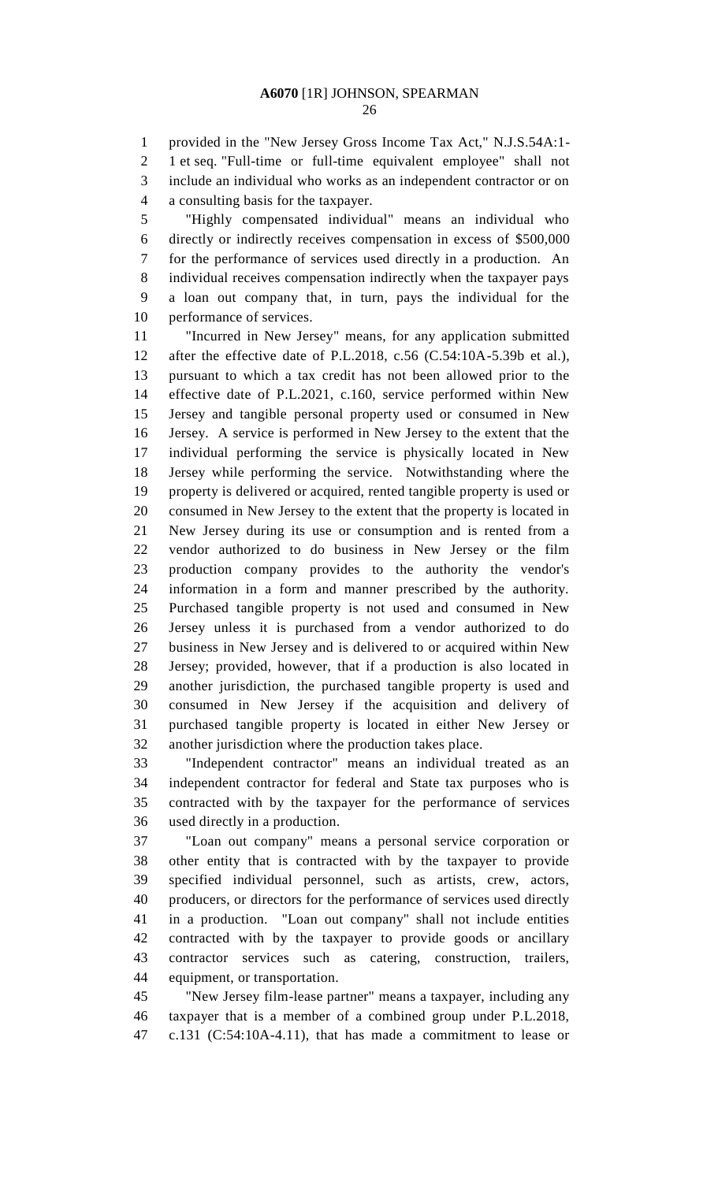provided in the "New Jersey Gross Income Tax Act," N.J.S.54A:1-1 et seq. "Full-time or full-time equivalent employee" shall not include an individual who works as an independent contractor or on a consulting basis for the taxpayer.

"Highly compensated individual" means an individual who directly or indirectly receives compensation in excess of $500,000 for the performance of services used directly in a production. An individual receives compensation indirectly when the taxpayer pays a loan out company that, in turn, pays the individual for the performance of services.

"Incurred in New Jersey" means, for any application submitted after the effective date of P.L.2018, c.56 (C.54:10A-5.39b et al.), pursuant to which a tax credit has not been allowed prior to the effective date of P.L.2021, c.160, service performed within New Jersey and tangible personal property used or consumed in New Jersey. A service is performed in New Jersey to the extent that the individual performing the service is physically located in New Jersey while performing the service. Notwithstanding where the property is delivered or acquired, rented tangible property is used or consumed in New Jersey to the extent that the property is located in New Jersey during its use or consumption and is rented from a vendor authorized to do business in New Jersey or the film production company provides to the authority the vendor's information in a form and manner prescribed by the authority. Purchased tangible property is not used and consumed in New Jersey unless it is purchased from a vendor authorized to do business in New Jersey and is delivered to or acquired within New Jersey; provided, however, that if a production is also located in another jurisdiction, the purchased tangible property is used and consumed in New Jersey if the acquisition and delivery of purchased tangible property is located in either New Jersey or another jurisdiction where the production takes place.

"Independent contractor" means an individual treated as an independent contractor for federal and State tax purposes who is contracted with by the taxpayer for the performance of services used directly in a production.

"Loan out company" means a personal service corporation or other entity that is contracted with by the taxpayer to provide specified individual personnel, such as artists, crew, actors, producers, or directors for the performance of services used directly in a production. "Loan out company" shall not include entities contracted with by the taxpayer to provide goods or ancillary contractor services such as catering, construction, trailers, equipment, or transportation.

"New Jersey film-lease partner" means a taxpayer, including any taxpayer that is a member of a combined group under P.L.2018, c.131 (C:54:10A-4.11), that has made a commitment to lease or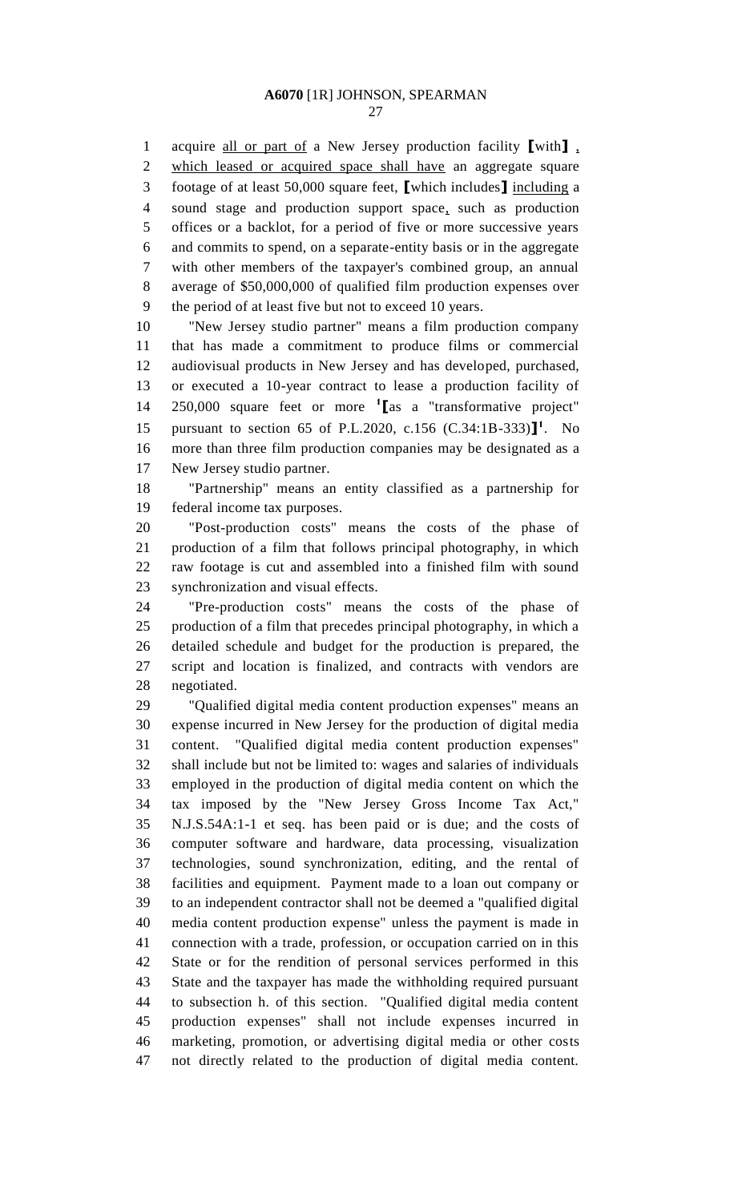acquire all or part of a New Jersey production facility ⟦with⟧ , which leased or acquired space shall have an aggregate square footage of at least 50,000 square feet, ⟦which includes⟧ including a sound stage and production support space, such as production offices or a backlot, for a period of five or more successive years and commits to spend, on a separate-entity basis or in the aggregate with other members of the taxpayer's combined group, an annual average of $50,000,000 of qualified film production expenses over the period of at least five but not to exceed 10 years.

"New Jersey studio partner" means a film production company that has made a commitment to produce films or commercial audiovisual products in New Jersey and has developed, purchased, or executed a 10-year contract to lease a production facility of 250,000 square feet or more [1]⟦as a "transformative project" pursuant to section 65 of P.L.2020, c.156 (C.34:1B-333)⟧[1]. No more than three film production companies may be designated as a New Jersey studio partner.

"Partnership" means an entity classified as a partnership for federal income tax purposes.

"Post-production costs" means the costs of the phase of production of a film that follows principal photography, in which raw footage is cut and assembled into a finished film with sound synchronization and visual effects.

"Pre-production costs" means the costs of the phase of production of a film that precedes principal photography, in which a detailed schedule and budget for the production is prepared, the script and location is finalized, and contracts with vendors are negotiated.

"Qualified digital media content production expenses" means an expense incurred in New Jersey for the production of digital media content. "Qualified digital media content production expenses" shall include but not be limited to: wages and salaries of individuals employed in the production of digital media content on which the tax imposed by the "New Jersey Gross Income Tax Act," N.J.S.54A:1-1 et seq. has been paid or is due; and the costs of computer software and hardware, data processing, visualization technologies, sound synchronization, editing, and the rental of facilities and equipment. Payment made to a loan out company or to an independent contractor shall not be deemed a "qualified digital media content production expense" unless the payment is made in connection with a trade, profession, or occupation carried on in this State or for the rendition of personal services performed in this State and the taxpayer has made the withholding required pursuant to subsection h. of this section. "Qualified digital media content production expenses" shall not include expenses incurred in marketing, promotion, or advertising digital media or other costs not directly related to the production of digital media content.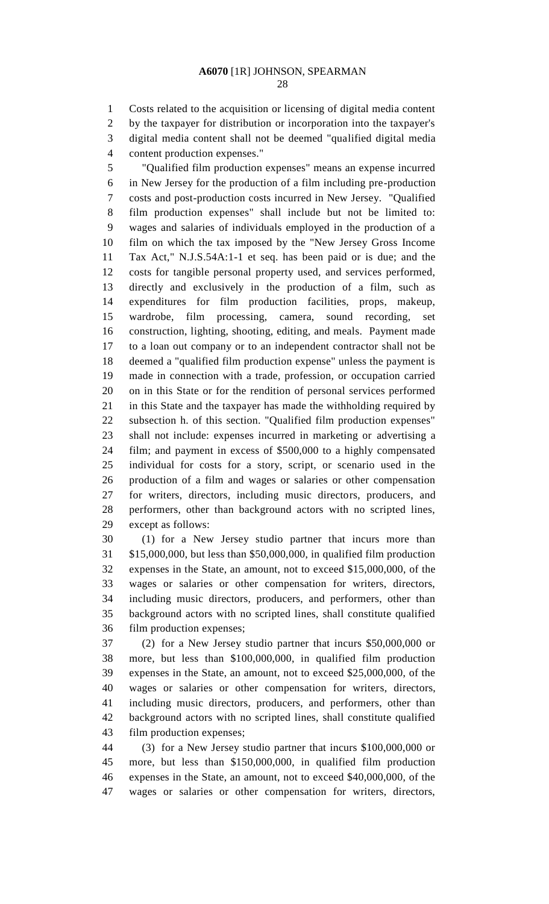Costs related to the acquisition or licensing of digital media content by the taxpayer for distribution or incorporation into the taxpayer's digital media content shall not be deemed "qualified digital media content production expenses."

"Qualified film production expenses" means an expense incurred in New Jersey for the production of a film including pre-production costs and post-production costs incurred in New Jersey. "Qualified film production expenses" shall include but not be limited to: wages and salaries of individuals employed in the production of a film on which the tax imposed by the "New Jersey Gross Income Tax Act," N.J.S.54A:1-1 et seq. has been paid or is due; and the costs for tangible personal property used, and services performed, directly and exclusively in the production of a film, such as expenditures for film production facilities, props, makeup, wardrobe, film processing, camera, sound recording, set construction, lighting, shooting, editing, and meals. Payment made to a loan out company or to an independent contractor shall not be deemed a "qualified film production expense" unless the payment is made in connection with a trade, profession, or occupation carried on in this State or for the rendition of personal services performed in this State and the taxpayer has made the withholding required by subsection h. of this section. "Qualified film production expenses" shall not include: expenses incurred in marketing or advertising a film; and payment in excess of $500,000 to a highly compensated individual for costs for a story, script, or scenario used in the production of a film and wages or salaries or other compensation for writers, directors, including music directors, producers, and performers, other than background actors with no scripted lines, except as follows:

(1) for a New Jersey studio partner that incurs more than $15,000,000, but less than $50,000,000, in qualified film production expenses in the State, an amount, not to exceed $15,000,000, of the wages or salaries or other compensation for writers, directors, including music directors, producers, and performers, other than background actors with no scripted lines, shall constitute qualified film production expenses;

(2) for a New Jersey studio partner that incurs $50,000,000 or more, but less than $100,000,000, in qualified film production expenses in the State, an amount, not to exceed $25,000,000, of the wages or salaries or other compensation for writers, directors, including music directors, producers, and performers, other than background actors with no scripted lines, shall constitute qualified film production expenses;

(3) for a New Jersey studio partner that incurs $100,000,000 or more, but less than $150,000,000, in qualified film production expenses in the State, an amount, not to exceed $40,000,000, of the wages or salaries or other compensation for writers, directors,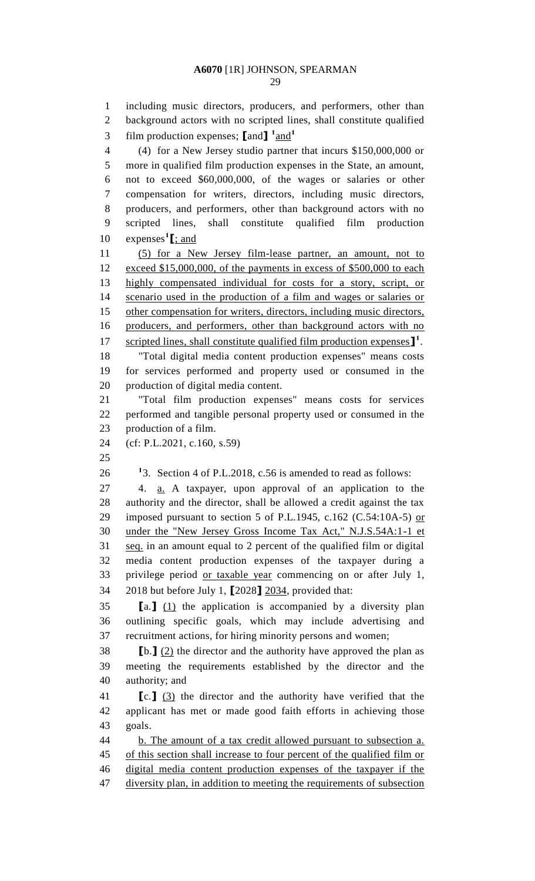including music directors, producers, and performers, other than background actors with no scripted lines, shall constitute qualified film production expenses; ⟦and⟧ [1]and[1]

(4) for a New Jersey studio partner that incurs $150,000,000 or more in qualified film production expenses in the State, an amount, not to exceed $60,000,000, of the wages or salaries or other compensation for writers, directors, including music directors, producers, and performers, other than background actors with no scripted lines, shall constitute qualified film production expenses[1]⟦; and

(5) for a New Jersey film-lease partner, an amount, not to exceed $15,000,000, of the payments in excess of $500,000 to each highly compensated individual for costs for a story, script, or scenario used in the production of a film and wages or salaries or other compensation for writers, directors, including music directors, producers, and performers, other than background actors with no scripted lines, shall constitute qualified film production expenses⟧[1].

"Total digital media content production expenses" means costs for services performed and property used or consumed in the production of digital media content.

"Total film production expenses" means costs for services performed and tangible personal property used or consumed in the production of a film.

(cf: P.L.2021, c.160, s.59)

[1]3. Section 4 of P.L.2018, c.56 is amended to read as follows:

4. a. A taxpayer, upon approval of an application to the authority and the director, shall be allowed a credit against the tax imposed pursuant to section 5 of P.L.1945, c.162 (C.54:10A-5) or under the "New Jersey Gross Income Tax Act," N.J.S.54A:1-1 et seq. in an amount equal to 2 percent of the qualified film or digital media content production expenses of the taxpayer during a privilege period or taxable year commencing on or after July 1, 2018 but before July 1, ⟦2028⟧ 2034, provided that:

⟦a.⟧ (1) the application is accompanied by a diversity plan outlining specific goals, which may include advertising and recruitment actions, for hiring minority persons and women;

⟦b.⟧ (2) the director and the authority have approved the plan as meeting the requirements established by the director and the authority; and

⟦c.⟧ (3) the director and the authority have verified that the applicant has met or made good faith efforts in achieving those goals.

b. The amount of a tax credit allowed pursuant to subsection a. of this section shall increase to four percent of the qualified film or digital media content production expenses of the taxpayer if the diversity plan, in addition to meeting the requirements of subsection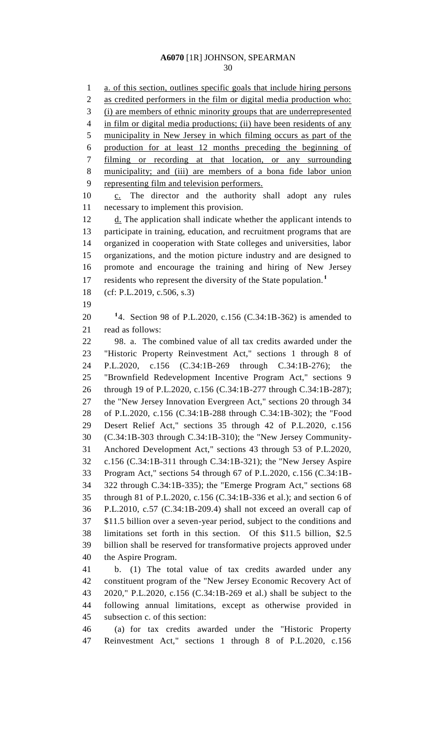a. of this section, outlines specific goals that include hiring persons as credited performers in the film or digital media production who: (i) are members of ethnic minority groups that are underrepresented in film or digital media productions; (ii) have been residents of any municipality in New Jersey in which filming occurs as part of the production for at least 12 months preceding the beginning of filming or recording at that location, or any surrounding municipality; and (iii) are members of a bona fide labor union representing film and television performers.

c. The director and the authority shall adopt any rules necessary to implement this provision.

d. The application shall indicate whether the applicant intends to participate in training, education, and recruitment programs that are organized in cooperation with State colleges and universities, labor organizations, and the motion picture industry and are designed to promote and encourage the training and hiring of New Jersey residents who represent the diversity of the State population.[1]

(cf: P.L.2019, c.506, s.3)

[1]4. Section 98 of P.L.2020, c.156 (C.34:1B-362) is amended to read as follows:

98. a. The combined value of all tax credits awarded under the "Historic Property Reinvestment Act," sections 1 through 8 of P.L.2020, c.156 (C.34:1B-269 through C.34:1B-276); the "Brownfield Redevelopment Incentive Program Act," sections 9 through 19 of P.L.2020, c.156 (C.34:1B-277 through C.34:1B-287); the "New Jersey Innovation Evergreen Act," sections 20 through 34 of P.L.2020, c.156 (C.34:1B-288 through C.34:1B-302); the "Food Desert Relief Act," sections 35 through 42 of P.L.2020, c.156 (C.34:1B-303 through C.34:1B-310); the "New Jersey Community-Anchored Development Act," sections 43 through 53 of P.L.2020, c.156 (C.34:1B-311 through C.34:1B-321); the "New Jersey Aspire Program Act," sections 54 through 67 of P.L.2020, c.156 (C.34:1B-322 through C.34:1B-335); the "Emerge Program Act," sections 68 through 81 of P.L.2020, c.156 (C.34:1B-336 et al.); and section 6 of P.L.2010, c.57 (C.34:1B-209.4) shall not exceed an overall cap of $11.5 billion over a seven-year period, subject to the conditions and limitations set forth in this section. Of this $11.5 billion, $2.5 billion shall be reserved for transformative projects approved under the Aspire Program.

b. (1) The total value of tax credits awarded under any constituent program of the "New Jersey Economic Recovery Act of 2020," P.L.2020, c.156 (C.34:1B-269 et al.) shall be subject to the following annual limitations, except as otherwise provided in subsection c. of this section:

(a) for tax credits awarded under the "Historic Property Reinvestment Act," sections 1 through 8 of P.L.2020, c.156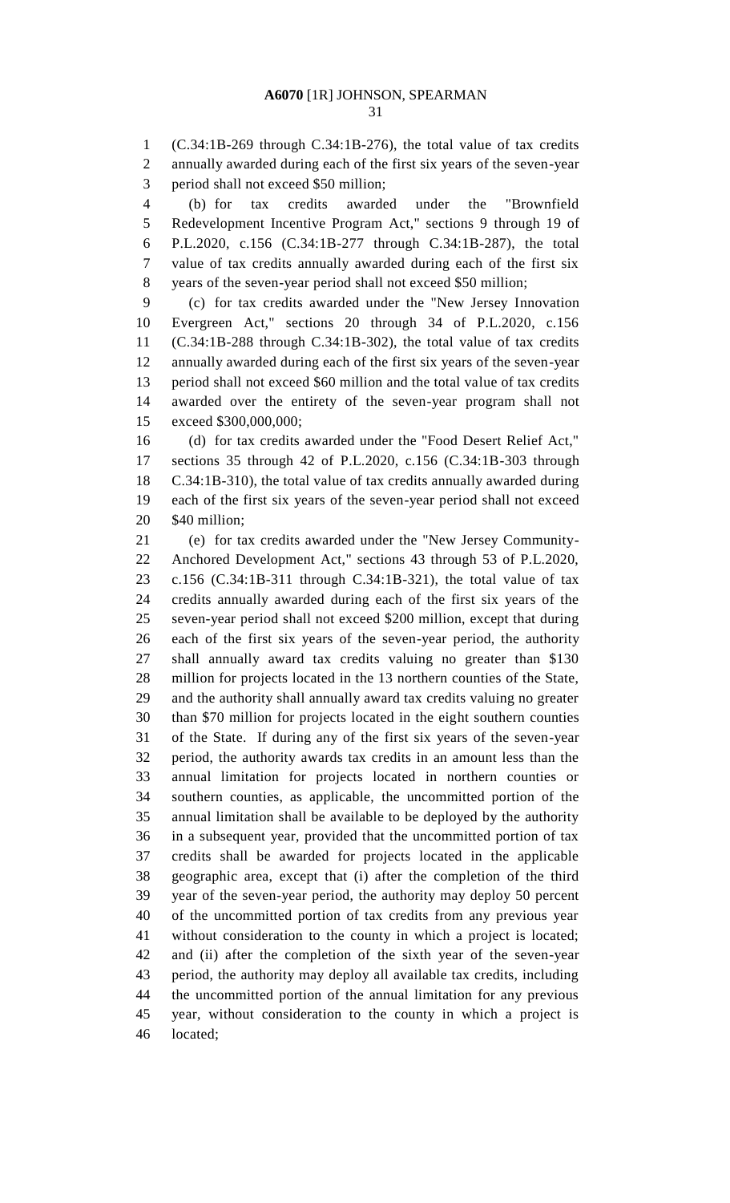(C.34:1B-269 through C.34:1B-276), the total value of tax credits annually awarded during each of the first six years of the seven-year period shall not exceed $50 million;

(b) for tax credits awarded under the "Brownfield Redevelopment Incentive Program Act," sections 9 through 19 of P.L.2020, c.156 (C.34:1B-277 through C.34:1B-287), the total value of tax credits annually awarded during each of the first six years of the seven-year period shall not exceed $50 million;

(c) for tax credits awarded under the "New Jersey Innovation Evergreen Act," sections 20 through 34 of P.L.2020, c.156 (C.34:1B-288 through C.34:1B-302), the total value of tax credits annually awarded during each of the first six years of the seven-year period shall not exceed $60 million and the total value of tax credits awarded over the entirety of the seven-year program shall not exceed $300,000,000;

(d) for tax credits awarded under the "Food Desert Relief Act," sections 35 through 42 of P.L.2020, c.156 (C.34:1B-303 through C.34:1B-310), the total value of tax credits annually awarded during each of the first six years of the seven-year period shall not exceed $40 million;

(e) for tax credits awarded under the "New Jersey Community-Anchored Development Act," sections 43 through 53 of P.L.2020, c.156 (C.34:1B-311 through C.34:1B-321), the total value of tax credits annually awarded during each of the first six years of the seven-year period shall not exceed $200 million, except that during each of the first six years of the seven-year period, the authority shall annually award tax credits valuing no greater than $130 million for projects located in the 13 northern counties of the State, and the authority shall annually award tax credits valuing no greater than $70 million for projects located in the eight southern counties of the State. If during any of the first six years of the seven-year period, the authority awards tax credits in an amount less than the annual limitation for projects located in northern counties or southern counties, as applicable, the uncommitted portion of the annual limitation shall be available to be deployed by the authority in a subsequent year, provided that the uncommitted portion of tax credits shall be awarded for projects located in the applicable geographic area, except that (i) after the completion of the third year of the seven-year period, the authority may deploy 50 percent of the uncommitted portion of tax credits from any previous year without consideration to the county in which a project is located; and (ii) after the completion of the sixth year of the seven-year period, the authority may deploy all available tax credits, including the uncommitted portion of the annual limitation for any previous year, without consideration to the county in which a project is located;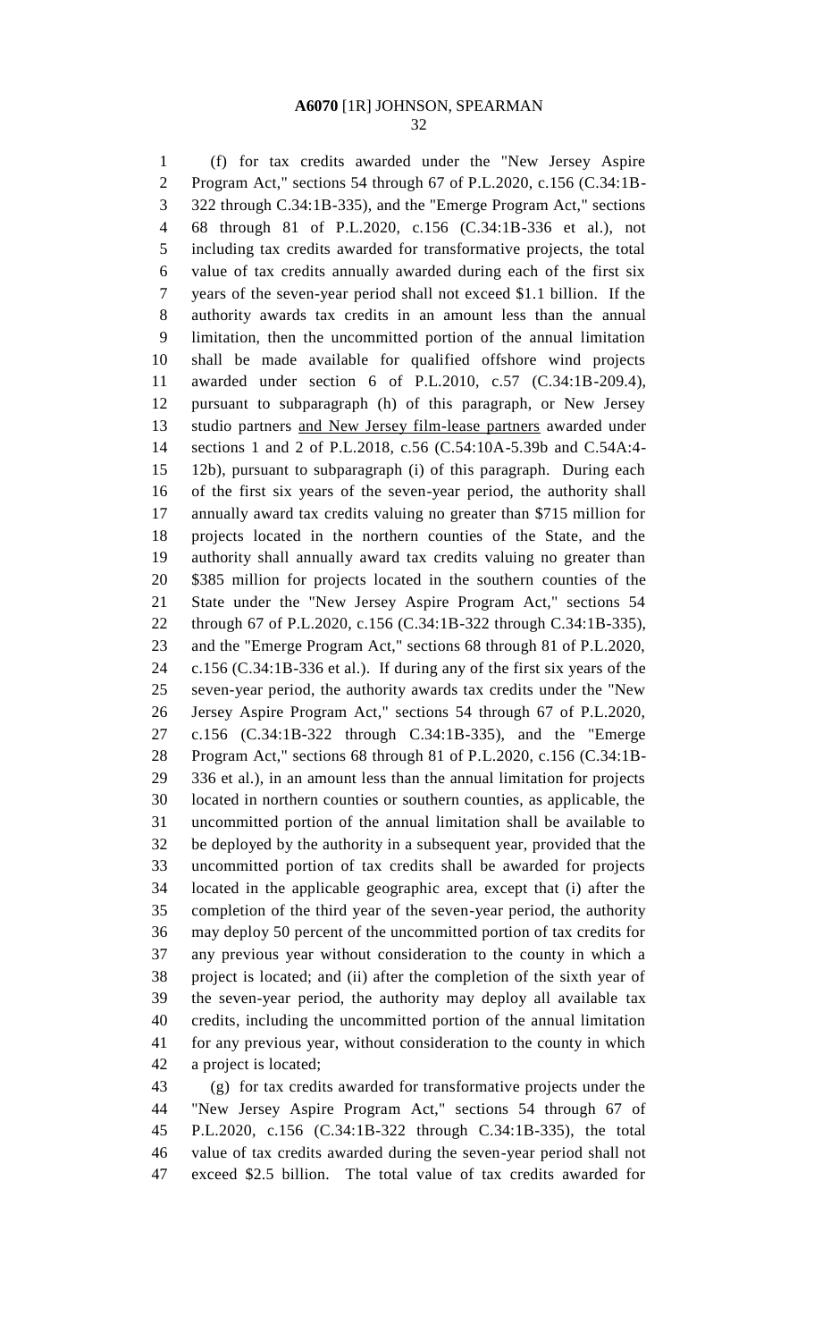(f) for tax credits awarded under the "New Jersey Aspire Program Act," sections 54 through 67 of P.L.2020, c.156 (C.34:1B-322 through C.34:1B-335), and the "Emerge Program Act," sections 68 through 81 of P.L.2020, c.156 (C.34:1B-336 et al.), not including tax credits awarded for transformative projects, the total value of tax credits annually awarded during each of the first six years of the seven-year period shall not exceed $1.1 billion. If the authority awards tax credits in an amount less than the annual limitation, then the uncommitted portion of the annual limitation shall be made available for qualified offshore wind projects awarded under section 6 of P.L.2010, c.57 (C.34:1B-209.4), pursuant to subparagraph (h) of this paragraph, or New Jersey studio partners <u>and New Jersey film-lease partners</u> awarded under sections 1 and 2 of P.L.2018, c.56 (C.54:10A-5.39b and C.54A:4-12b), pursuant to subparagraph (i) of this paragraph. During each of the first six years of the seven-year period, the authority shall annually award tax credits valuing no greater than $715 million for projects located in the northern counties of the State, and the authority shall annually award tax credits valuing no greater than $385 million for projects located in the southern counties of the State under the "New Jersey Aspire Program Act," sections 54 through 67 of P.L.2020, c.156 (C.34:1B-322 through C.34:1B-335), and the "Emerge Program Act," sections 68 through 81 of P.L.2020, c.156 (C.34:1B-336 et al.). If during any of the first six years of the seven-year period, the authority awards tax credits under the "New Jersey Aspire Program Act," sections 54 through 67 of P.L.2020, c.156 (C.34:1B-322 through C.34:1B-335), and the "Emerge Program Act," sections 68 through 81 of P.L.2020, c.156 (C.34:1B-336 et al.), in an amount less than the annual limitation for projects located in northern counties or southern counties, as applicable, the uncommitted portion of the annual limitation shall be available to be deployed by the authority in a subsequent year, provided that the uncommitted portion of tax credits shall be awarded for projects located in the applicable geographic area, except that (i) after the completion of the third year of the seven-year period, the authority may deploy 50 percent of the uncommitted portion of tax credits for any previous year without consideration to the county in which a project is located; and (ii) after the completion of the sixth year of the seven-year period, the authority may deploy all available tax credits, including the uncommitted portion of the annual limitation for any previous year, without consideration to the county in which a project is located;

(g) for tax credits awarded for transformative projects under the "New Jersey Aspire Program Act," sections 54 through 67 of P.L.2020, c.156 (C.34:1B-322 through C.34:1B-335), the total value of tax credits awarded during the seven-year period shall not exceed $2.5 billion. The total value of tax credits awarded for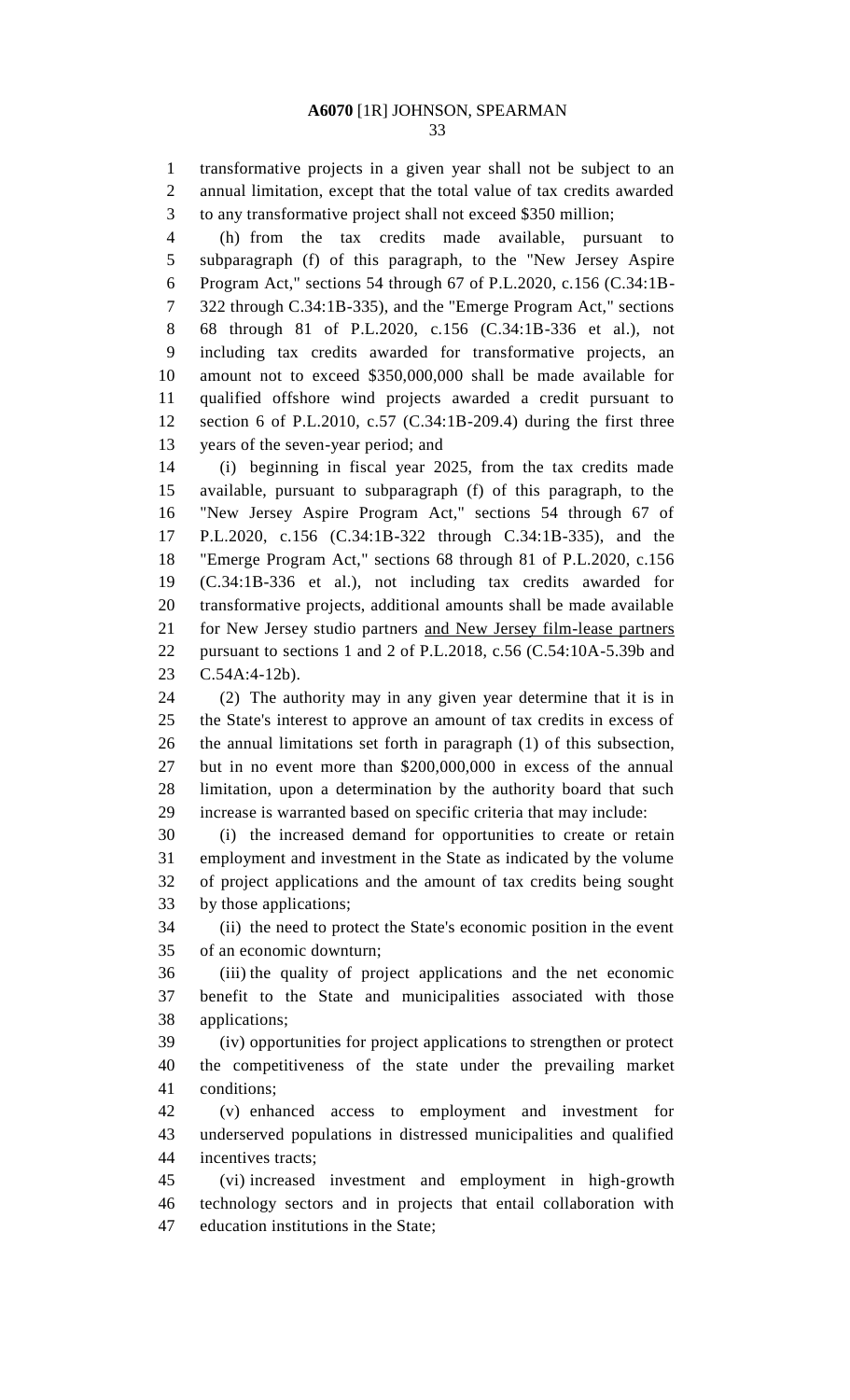transformative projects in a given year shall not be subject to an annual limitation, except that the total value of tax credits awarded to any transformative project shall not exceed $350 million;

(h) from the tax credits made available, pursuant to subparagraph (f) of this paragraph, to the "New Jersey Aspire Program Act," sections 54 through 67 of P.L.2020, c.156 (C.34:1B-322 through C.34:1B-335), and the "Emerge Program Act," sections 68 through 81 of P.L.2020, c.156 (C.34:1B-336 et al.), not including tax credits awarded for transformative projects, an amount not to exceed $350,000,000 shall be made available for qualified offshore wind projects awarded a credit pursuant to section 6 of P.L.2010, c.57 (C.34:1B-209.4) during the first three years of the seven-year period; and

(i) beginning in fiscal year 2025, from the tax credits made available, pursuant to subparagraph (f) of this paragraph, to the "New Jersey Aspire Program Act," sections 54 through 67 of P.L.2020, c.156 (C.34:1B-322 through C.34:1B-335), and the "Emerge Program Act," sections 68 through 81 of P.L.2020, c.156 (C.34:1B-336 et al.), not including tax credits awarded for transformative projects, additional amounts shall be made available for New Jersey studio partners <u>and New Jersey film-lease partners</u> pursuant to sections 1 and 2 of P.L.2018, c.56 (C.54:10A-5.39b and C.54A:4-12b).

(2) The authority may in any given year determine that it is in the State's interest to approve an amount of tax credits in excess of the annual limitations set forth in paragraph (1) of this subsection, but in no event more than $200,000,000 in excess of the annual limitation, upon a determination by the authority board that such increase is warranted based on specific criteria that may include:

(i) the increased demand for opportunities to create or retain employment and investment in the State as indicated by the volume of project applications and the amount of tax credits being sought by those applications;

(ii) the need to protect the State's economic position in the event of an economic downturn;

(iii) the quality of project applications and the net economic benefit to the State and municipalities associated with those applications;

(iv) opportunities for project applications to strengthen or protect the competitiveness of the state under the prevailing market conditions;

(v) enhanced access to employment and investment for underserved populations in distressed municipalities and qualified incentives tracts;

(vi) increased investment and employment in high-growth technology sectors and in projects that entail collaboration with education institutions in the State;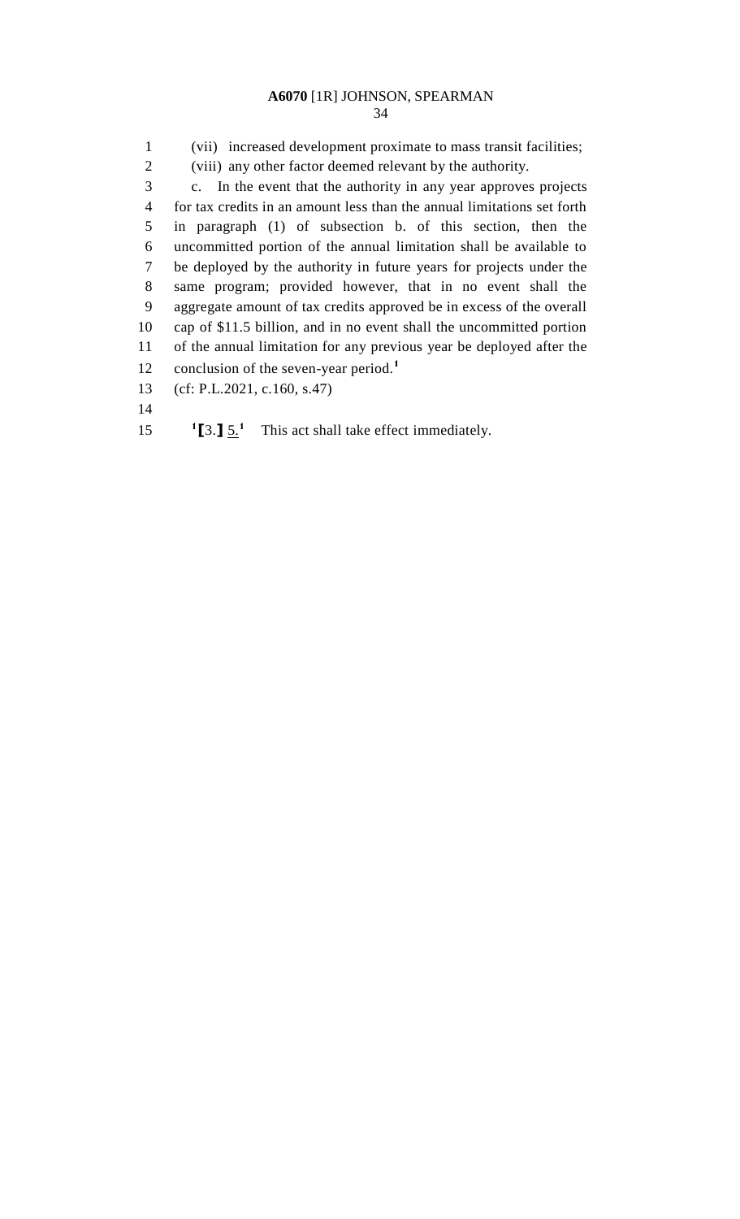(vii) increased development proximate to mass transit facilities;

(viii) any other factor deemed relevant by the authority.

c. In the event that the authority in any year approves projects for tax credits in an amount less than the annual limitations set forth in paragraph (1) of subsection b. of this section, then the uncommitted portion of the annual limitation shall be available to be deployed by the authority in future years for projects under the same program; provided however, that in no event shall the aggregate amount of tax credits approved be in excess of the overall cap of $11.5 billion, and in no event shall the uncommitted portion of the annual limitation for any previous year be deployed after the conclusion of the seven-year period.[1]

(cf: P.L.2021, c.160, s.47)

[1]**[**3.**]** 5.[1] This act shall take effect immediately.